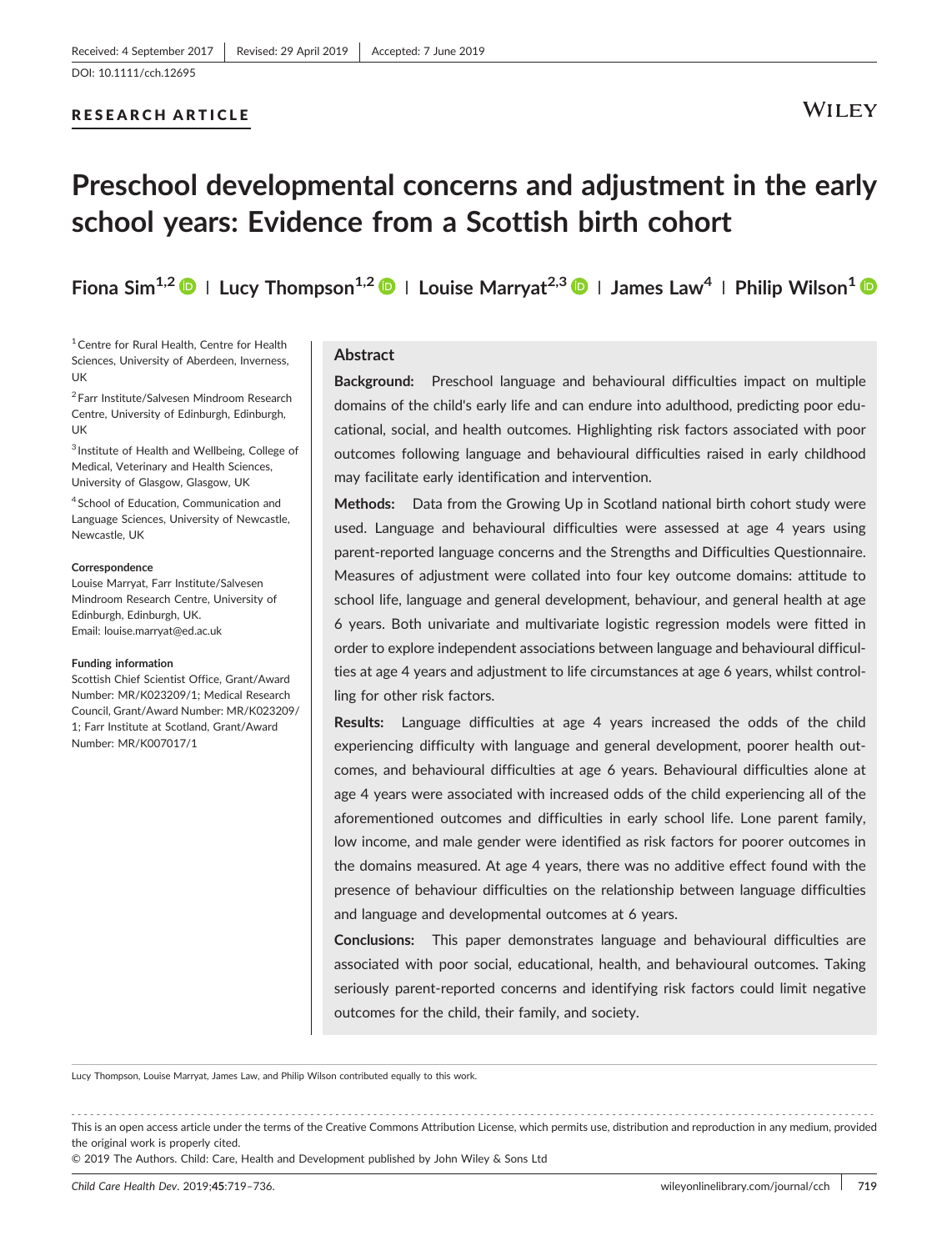Received: 4 September 2017 | Revised: 29 April 2019 | Accepted: 7 June 2019

DOI: 10.1111/cch.12695

RESEARCH ARTICLE

# Preschool developmental concerns and adjustment in the early school years: Evidence from a Scottish birth cohort

**Fiona Sim[1,2] | Lucy Thompson[1,2] | Louise Marryat[2,3] | James Law[4] | Philip Wilson[1]**

[1] Centre for Rural Health, Centre for Health Sciences, University of Aberdeen, Inverness, UK

[2] Farr Institute/Salvesen Mindroom Research Centre, University of Edinburgh, Edinburgh, UK

[3] Institute of Health and Wellbeing, College of Medical, Veterinary and Health Sciences, University of Glasgow, Glasgow, UK

[4] School of Education, Communication and Language Sciences, University of Newcastle, Newcastle, UK

**Correspondence**
Louise Marryat, Farr Institute/Salvesen Mindroom Research Centre, University of Edinburgh, Edinburgh, UK.
Email: louise.marryat@ed.ac.uk

**Funding information**
Scottish Chief Scientist Office, Grant/Award Number: MR/K023209/1; Medical Research Council, Grant/Award Number: MR/K023209/1; Farr Institute at Scotland, Grant/Award Number: MR/K007017/1

## Abstract

**Background:** Preschool language and behavioural difficulties impact on multiple domains of the child's early life and can endure into adulthood, predicting poor educational, social, and health outcomes. Highlighting risk factors associated with poor outcomes following language and behavioural difficulties raised in early childhood may facilitate early identification and intervention.

**Methods:** Data from the Growing Up in Scotland national birth cohort study were used. Language and behavioural difficulties were assessed at age 4 years using parent-reported language concerns and the Strengths and Difficulties Questionnaire. Measures of adjustment were collated into four key outcome domains: attitude to school life, language and general development, behaviour, and general health at age 6 years. Both univariate and multivariate logistic regression models were fitted in order to explore independent associations between language and behavioural difficulties at age 4 years and adjustment to life circumstances at age 6 years, whilst controlling for other risk factors.

**Results:** Language difficulties at age 4 years increased the odds of the child experiencing difficulty with language and general development, poorer health outcomes, and behavioural difficulties at age 6 years. Behavioural difficulties alone at age 4 years were associated with increased odds of the child experiencing all of the aforementioned outcomes and difficulties in early school life. Lone parent family, low income, and male gender were identified as risk factors for poorer outcomes in the domains measured. At age 4 years, there was no additive effect found with the presence of behaviour difficulties on the relationship between language difficulties and language and developmental outcomes at 6 years.

**Conclusions:** This paper demonstrates language and behavioural difficulties are associated with poor social, educational, health, and behavioural outcomes. Taking seriously parent-reported concerns and identifying risk factors could limit negative outcomes for the child, their family, and society.

Lucy Thompson, Louise Marryat, James Law, and Philip Wilson contributed equally to this work.

This is an open access article under the terms of the Creative Commons Attribution License, which permits use, distribution and reproduction in any medium, provided the original work is properly cited.
© 2019 The Authors. Child: Care, Health and Development published by John Wiley & Sons Ltd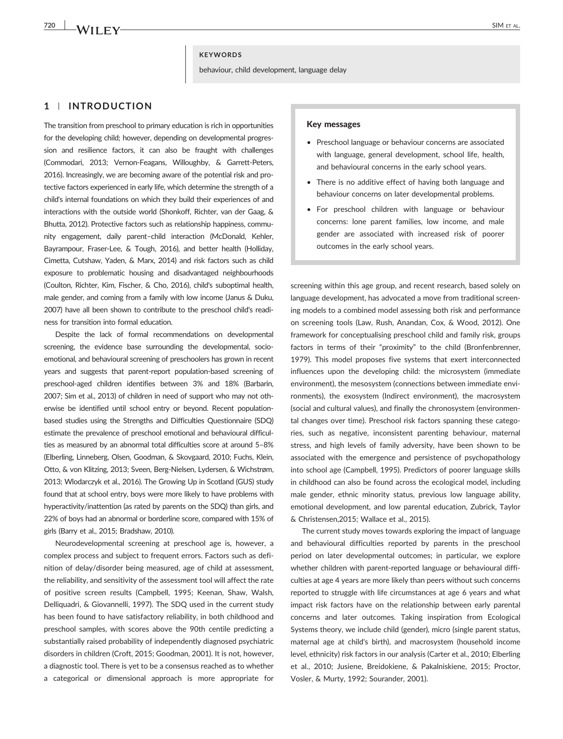**KEYWORDS**

behaviour, child development, language delay

## 1 | INTRODUCTION

The transition from preschool to primary education is rich in opportunities for the developing child; however, depending on developmental progression and resilience factors, it can also be fraught with challenges (Commodari, 2013; Vernon-Feagans, Willoughby, & Garrett-Peters, 2016). Increasingly, we are becoming aware of the potential risk and protective factors experienced in early life, which determine the strength of a child's internal foundations on which they build their experiences of and interactions with the outside world (Shonkoff, Richter, van der Gaag, & Bhutta, 2012). Protective factors such as relationship happiness, community engagement, daily parent–child interaction (McDonald, Kehler, Bayrampour, Fraser-Lee, & Tough, 2016), and better health (Holliday, Cimetta, Cutshaw, Yaden, & Marx, 2014) and risk factors such as child exposure to problematic housing and disadvantaged neighbourhoods (Coulton, Richter, Kim, Fischer, & Cho, 2016), child's suboptimal health, male gender, and coming from a family with low income (Janus & Duku, 2007) have all been shown to contribute to the preschool child's readiness for transition into formal education.

Despite the lack of formal recommendations on developmental screening, the evidence base surrounding the developmental, socio-emotional, and behavioural screening of preschoolers has grown in recent years and suggests that parent-report population-based screening of preschool-aged children identifies between 3% and 18% (Barbarin, 2007; Sim et al., 2013) of children in need of support who may not otherwise be identified until school entry or beyond. Recent population-based studies using the Strengths and Difficulties Questionnaire (SDQ) estimate the prevalence of preschool emotional and behavioural difficulties as measured by an abnormal total difficulties score at around 5–8% (Elberling, Linneberg, Olsen, Goodman, & Skovgaard, 2010; Fuchs, Klein, Otto, & von Klitzing, 2013; Sveen, Berg-Nielsen, Lydersen, & Wichstrøm, 2013; Wlodarczyk et al., 2016). The Growing Up in Scotland (GUS) study found that at school entry, boys were more likely to have problems with hyperactivity/inattention (as rated by parents on the SDQ) than girls, and 22% of boys had an abnormal or borderline score, compared with 15% of girls (Barry et al., 2015; Bradshaw, 2010).

Neurodevelopmental screening at preschool age is, however, a complex process and subject to frequent errors. Factors such as definition of delay/disorder being measured, age of child at assessment, the reliability, and sensitivity of the assessment tool will affect the rate of positive screen results (Campbell, 1995; Keenan, Shaw, Walsh, Delliquadri, & Giovannelli, 1997). The SDQ used in the current study has been found to have satisfactory reliability, in both childhood and preschool samples, with scores above the 90th centile predicting a substantially raised probability of independently diagnosed psychiatric disorders in children (Croft, 2015; Goodman, 2001). It is not, however, a diagnostic tool. There is yet to be a consensus reached as to whether a categorical or dimensional approach is more appropriate for screening within this age group, and recent research, based solely on language development, has advocated a move from traditional screening models to a combined model assessing both risk and performance on screening tools (Law, Rush, Anandan, Cox, & Wood, 2012). One framework for conceptualising preschool child and family risk, groups factors in terms of their "proximity" to the child (Bronfenbrenner, 1979). This model proposes five systems that exert interconnected influences upon the developing child: the microsystem (immediate environment), the mesosystem (connections between immediate environments), the exosystem (Indirect environment), the macrosystem (social and cultural values), and finally the chronosystem (environmental changes over time). Preschool risk factors spanning these categories, such as negative, inconsistent parenting behaviour, maternal stress, and high levels of family adversity, have been shown to be associated with the emergence and persistence of psychopathology into school age (Campbell, 1995). Predictors of poorer language skills in childhood can also be found across the ecological model, including male gender, ethnic minority status, previous low language ability, emotional development, and low parental education, Zubrick, Taylor & Christensen,2015; Wallace et al., 2015).

The current study moves towards exploring the impact of language and behavioural difficulties reported by parents in the preschool period on later developmental outcomes; in particular, we explore whether children with parent-reported language or behavioural difficulties at age 4 years are more likely than peers without such concerns reported to struggle with life circumstances at age 6 years and what impact risk factors have on the relationship between early parental concerns and later outcomes. Taking inspiration from Ecological Systems theory, we include child (gender), micro (single parent status, maternal age at child's birth), and macrosystem (household income level, ethnicity) risk factors in our analysis (Carter et al., 2010; Elberling et al., 2010; Jusiene, Breidokiene, & Pakalniskiene, 2015; Proctor, Vosler, & Murty, 1992; Sourander, 2001).

**Key messages**

- Preschool language or behaviour concerns are associated with language, general development, school life, health, and behavioural concerns in the early school years.
- There is no additive effect of having both language and behaviour concerns on later developmental problems.
- For preschool children with language or behaviour concerns: lone parent families, low income, and male gender are associated with increased risk of poorer outcomes in the early school years.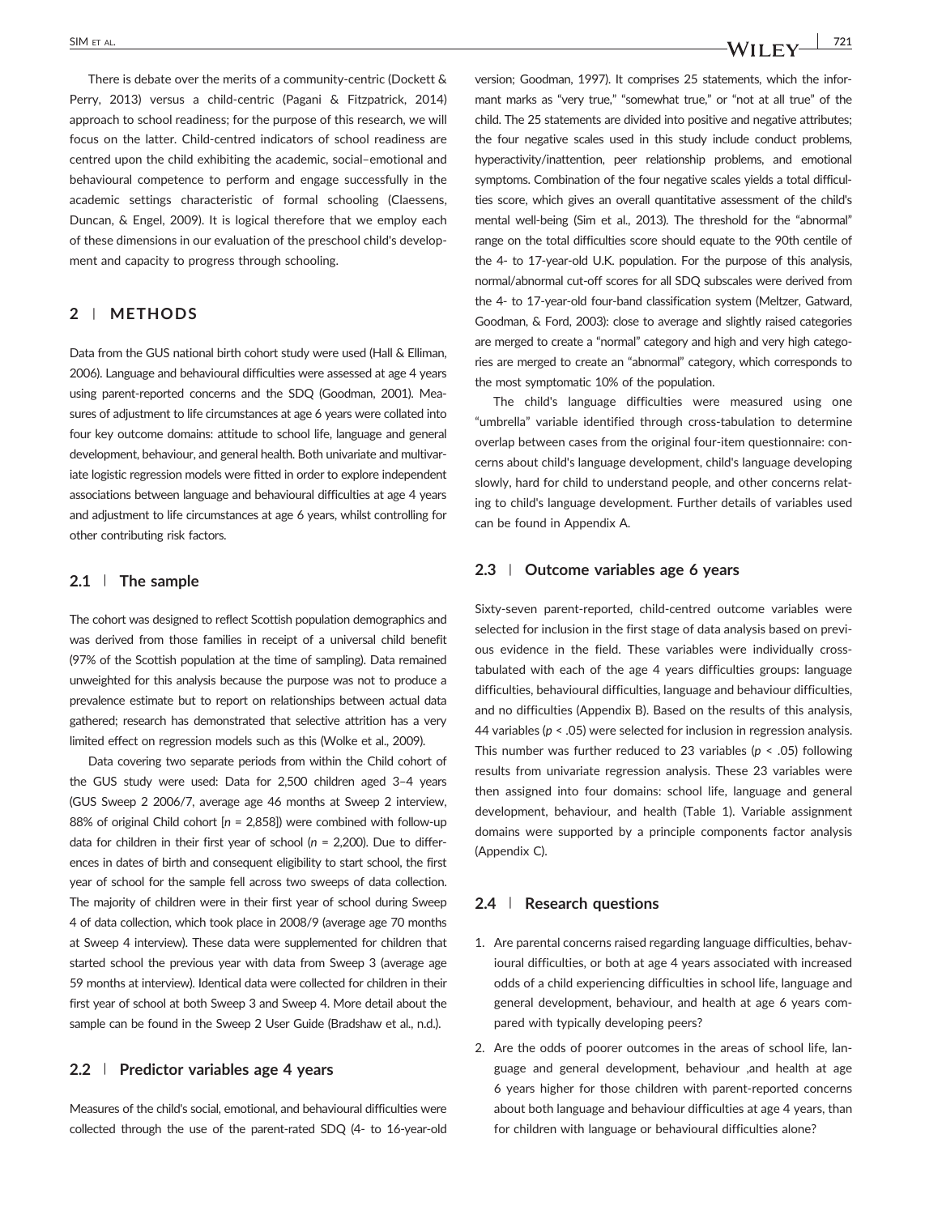There is debate over the merits of a community-centric (Dockett & Perry, 2013) versus a child-centric (Pagani & Fitzpatrick, 2014) approach to school readiness; for the purpose of this research, we will focus on the latter. Child-centred indicators of school readiness are centred upon the child exhibiting the academic, social–emotional and behavioural competence to perform and engage successfully in the academic settings characteristic of formal schooling (Claessens, Duncan, & Engel, 2009). It is logical therefore that we employ each of these dimensions in our evaluation of the preschool child's development and capacity to progress through schooling.

## 2 | METHODS

Data from the GUS national birth cohort study were used (Hall & Elliman, 2006). Language and behavioural difficulties were assessed at age 4 years using parent-reported concerns and the SDQ (Goodman, 2001). Measures of adjustment to life circumstances at age 6 years were collated into four key outcome domains: attitude to school life, language and general development, behaviour, and general health. Both univariate and multivariate logistic regression models were fitted in order to explore independent associations between language and behavioural difficulties at age 4 years and adjustment to life circumstances at age 6 years, whilst controlling for other contributing risk factors.

### 2.1 | The sample

The cohort was designed to reflect Scottish population demographics and was derived from those families in receipt of a universal child benefit (97% of the Scottish population at the time of sampling). Data remained unweighted for this analysis because the purpose was not to produce a prevalence estimate but to report on relationships between actual data gathered; research has demonstrated that selective attrition has a very limited effect on regression models such as this (Wolke et al., 2009).

Data covering two separate periods from within the Child cohort of the GUS study were used: Data for 2,500 children aged 3–4 years (GUS Sweep 2 2006/7, average age 46 months at Sweep 2 interview, 88% of original Child cohort [*n* = 2,858]) were combined with follow-up data for children in their first year of school (*n* = 2,200). Due to differences in dates of birth and consequent eligibility to start school, the first year of school for the sample fell across two sweeps of data collection. The majority of children were in their first year of school during Sweep 4 of data collection, which took place in 2008/9 (average age 70 months at Sweep 4 interview). These data were supplemented for children that started school the previous year with data from Sweep 3 (average age 59 months at interview). Identical data were collected for children in their first year of school at both Sweep 3 and Sweep 4. More detail about the sample can be found in the Sweep 2 User Guide (Bradshaw et al., n.d.).

### 2.2 | Predictor variables age 4 years

Measures of the child's social, emotional, and behavioural difficulties were collected through the use of the parent-rated SDQ (4- to 16-year-old version; Goodman, 1997). It comprises 25 statements, which the informant marks as "very true," "somewhat true," or "not at all true" of the child. The 25 statements are divided into positive and negative attributes; the four negative scales used in this study include conduct problems, hyperactivity/inattention, peer relationship problems, and emotional symptoms. Combination of the four negative scales yields a total difficulties score, which gives an overall quantitative assessment of the child's mental well-being (Sim et al., 2013). The threshold for the "abnormal" range on the total difficulties score should equate to the 90th centile of the 4- to 17-year-old U.K. population. For the purpose of this analysis, normal/abnormal cut-off scores for all SDQ subscales were derived from the 4- to 17-year-old four-band classification system (Meltzer, Gatward, Goodman, & Ford, 2003): close to average and slightly raised categories are merged to create a "normal" category and high and very high categories are merged to create an "abnormal" category, which corresponds to the most symptomatic 10% of the population.

The child's language difficulties were measured using one "umbrella" variable identified through cross-tabulation to determine overlap between cases from the original four-item questionnaire: concerns about child's language development, child's language developing slowly, hard for child to understand people, and other concerns relating to child's language development. Further details of variables used can be found in Appendix A.

### 2.3 | Outcome variables age 6 years

Sixty-seven parent-reported, child-centred outcome variables were selected for inclusion in the first stage of data analysis based on previous evidence in the field. These variables were individually cross-tabulated with each of the age 4 years difficulties groups: language difficulties, behavioural difficulties, language and behaviour difficulties, and no difficulties (Appendix B). Based on the results of this analysis, 44 variables ($p < .05$) were selected for inclusion in regression analysis. This number was further reduced to 23 variables ($p < .05$) following results from univariate regression analysis. These 23 variables were then assigned into four domains: school life, language and general development, behaviour, and health (Table 1). Variable assignment domains were supported by a principle components factor analysis (Appendix C).

### 2.4 | Research questions

1. Are parental concerns raised regarding language difficulties, behavioural difficulties, or both at age 4 years associated with increased odds of a child experiencing difficulties in school life, language and general development, behaviour, and health at age 6 years compared with typically developing peers?
2. Are the odds of poorer outcomes in the areas of school life, language and general development, behaviour ,and health at age 6 years higher for those children with parent-reported concerns about both language and behaviour difficulties at age 4 years, than for children with language or behavioural difficulties alone?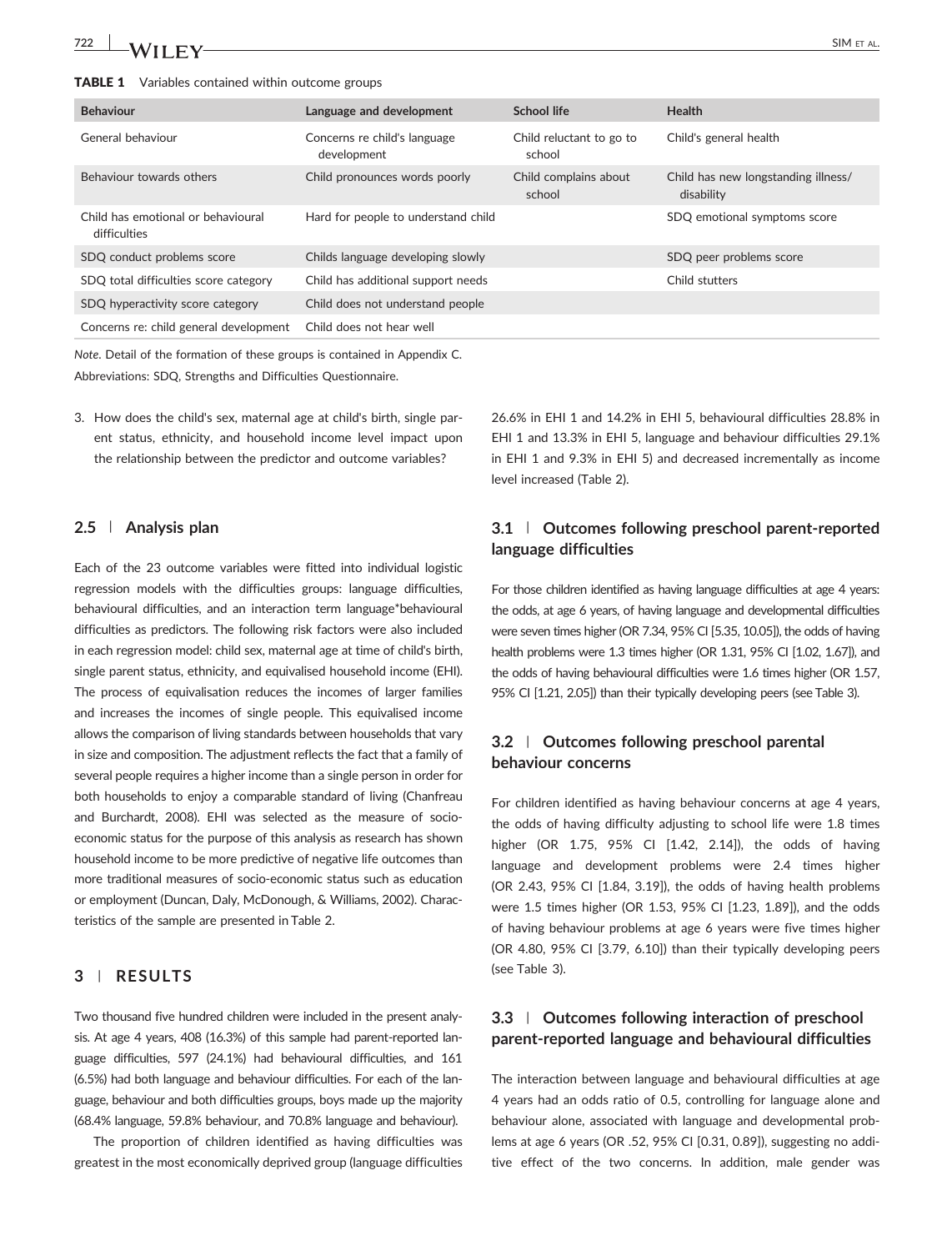**TABLE 1** Variables contained within outcome groups

| Behaviour | Language and development | School life | Health |
|---|---|---|---|
| General behaviour | Concerns re child's language development | Child reluctant to go to school | Child's general health |
| Behaviour towards others | Child pronounces words poorly | Child complains about school | Child has new longstanding illness/ disability |
| Child has emotional or behavioural difficulties | Hard for people to understand child | | SDQ emotional symptoms score |
| SDQ conduct problems score | Childs language developing slowly | | SDQ peer problems score |
| SDQ total difficulties score category | Child has additional support needs | | Child stutters |
| SDQ hyperactivity score category | Child does not understand people | | |
| Concerns re: child general development | Child does not hear well | | |

*Note*. Detail of the formation of these groups is contained in Appendix C.

Abbreviations: SDQ, Strengths and Difficulties Questionnaire.

3. How does the child's sex, maternal age at child's birth, single parent status, ethnicity, and household income level impact upon the relationship between the predictor and outcome variables?

### 2.5 | Analysis plan

Each of the 23 outcome variables were fitted into individual logistic regression models with the difficulties groups: language difficulties, behavioural difficulties, and an interaction term language*behavioural difficulties as predictors. The following risk factors were also included in each regression model: child sex, maternal age at time of child's birth, single parent status, ethnicity, and equivalised household income (EHI). The process of equivalisation reduces the incomes of larger families and increases the incomes of single people. This equivalised income allows the comparison of living standards between households that vary in size and composition. The adjustment reflects the fact that a family of several people requires a higher income than a single person in order for both households to enjoy a comparable standard of living (Chanfreau and Burchardt, 2008). EHI was selected as the measure of socio-economic status for the purpose of this analysis as research has shown household income to be more predictive of negative life outcomes than more traditional measures of socio-economic status such as education or employment (Duncan, Daly, McDonough, & Williams, 2002). Characteristics of the sample are presented in Table 2.

## 3 | RESULTS

Two thousand five hundred children were included in the present analysis. At age 4 years, 408 (16.3%) of this sample had parent-reported language difficulties, 597 (24.1%) had behavioural difficulties, and 161 (6.5%) had both language and behaviour difficulties. For each of the language, behaviour and both difficulties groups, boys made up the majority (68.4% language, 59.8% behaviour, and 70.8% language and behaviour).

The proportion of children identified as having difficulties was greatest in the most economically deprived group (language difficulties 26.6% in EHI 1 and 14.2% in EHI 5, behavioural difficulties 28.8% in EHI 1 and 13.3% in EHI 5, language and behaviour difficulties 29.1% in EHI 1 and 9.3% in EHI 5) and decreased incrementally as income level increased (Table 2).

### 3.1 | Outcomes following preschool parent-reported language difficulties

For those children identified as having language difficulties at age 4 years: the odds, at age 6 years, of having language and developmental difficulties were seven times higher (OR 7.34, 95% CI [5.35, 10.05]), the odds of having health problems were 1.3 times higher (OR 1.31, 95% CI [1.02, 1.67]), and the odds of having behavioural difficulties were 1.6 times higher (OR 1.57, 95% CI [1.21, 2.05]) than their typically developing peers (see Table 3).

### 3.2 | Outcomes following preschool parental behaviour concerns

For children identified as having behaviour concerns at age 4 years, the odds of having difficulty adjusting to school life were 1.8 times higher (OR 1.75, 95% CI [1.42, 2.14]), the odds of having language and development problems were 2.4 times higher (OR 2.43, 95% CI [1.84, 3.19]), the odds of having health problems were 1.5 times higher (OR 1.53, 95% CI [1.23, 1.89]), and the odds of having behaviour problems at age 6 years were five times higher (OR 4.80, 95% CI [3.79, 6.10]) than their typically developing peers (see Table 3).

### 3.3 | Outcomes following interaction of preschool parent-reported language and behavioural difficulties

The interaction between language and behavioural difficulties at age 4 years had an odds ratio of 0.5, controlling for language alone and behaviour alone, associated with language and developmental problems at age 6 years (OR .52, 95% CI [0.31, 0.89]), suggesting no additive effect of the two concerns. In addition, male gender was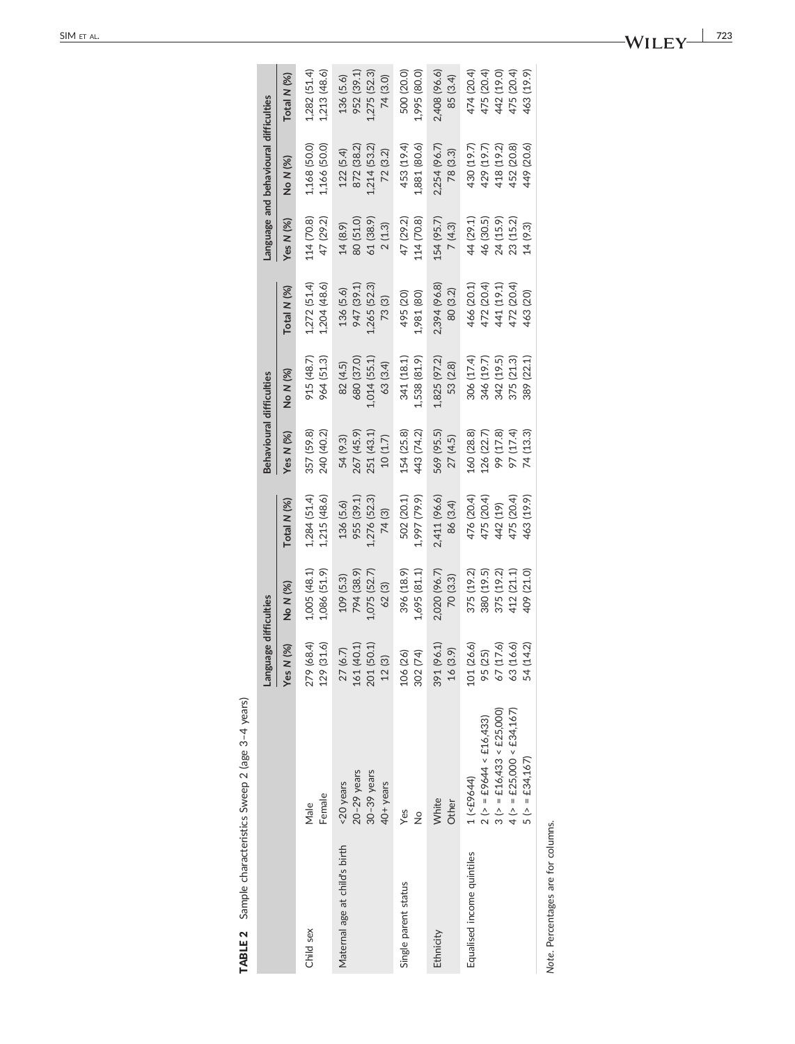**TABLE 2** Sample characteristics Sweep 2 (age 3–4 years)

| | | Language difficulties | | | Behavioural difficulties | | | Language and behavioural difficulties | | |
|---|---|---|---|---|---|---|---|---|---|---|
| | | Yes N (%) | No N (%) | Total N (%) | Yes N (%) | No N (%) | Total N (%) | Yes N (%) | No N (%) | Total N (%) |
| Child sex | Male | 279 (68.4) | 1,005 (48.1) | 1,284 (51.4) | 357 (59.8) | 915 (48.7) | 1,272 (51.4) | 114 (70.8) | 1,168 (50.0) | 1,282 (51.4) |
| | Female | 129 (31.6) | 1,086 (51.9) | 1,215 (48.6) | 240 (40.2) | 964 (51.3) | 1,204 (48.6) | 47 (29.2) | 1,166 (50.0) | 1,213 (48.6) |
| Maternal age at child's birth | <20 years | 27 (6.7) | 109 (5.3) | 136 (5.6) | 54 (9.3) | 82 (4.5) | 136 (5.6) | 14 (8.9) | 122 (5.4) | 136 (5.6) |
| | 20–29 years | 161 (40.1) | 794 (38.9) | 955 (39.1) | 267 (45.9) | 680 (37.0) | 947 (39.1) | 80 (51.0) | 872 (38.2) | 952 (39.1) |
| | 30–39 years | 201 (50.1) | 1,075 (52.7) | 1,276 (52.3) | 251 (43.1) | 1,014 (55.1) | 1,265 (52.3) | 61 (38.9) | 1,214 (53.2) | 1,275 (52.3) |
| | 40+ years | 12 (3) | 62 (3) | 74 (3) | 10 (1.7) | 63 (3.4) | 73 (3) | 2 (1.3) | 72 (3.2) | 74 (3.0) |
| Single parent status | Yes | 106 (26) | 396 (18.9) | 502 (20.1) | 154 (25.8) | 341 (18.1) | 495 (20) | 47 (29.2) | 453 (19.4) | 500 (20.0) |
| | No | 302 (74) | 1,695 (81.1) | 1,997 (79.9) | 443 (74.2) | 1,538 (81.9) | 1,981 (80) | 114 (70.8) | 1,881 (80.6) | 1,995 (80.0) |
| Ethnicity | White | 391 (96.1) | 2,020 (96.7) | 2,411 (96.6) | 569 (95.5) | 1,825 (97.2) | 2,394 (96.8) | 154 (95.7) | 2,254 (96.7) | 2,408 (96.6) |
| | Other | 16 (3.9) | 70 (3.3) | 86 (3.4) | 27 (4.5) | 53 (2.8) | 80 (3.2) | 7 (4.3) | 78 (3.3) | 85 (3.4) |
| Equalised income quintiles | 1 (<£9644) | 101 (26.6) | 375 (19.2) | 476 (20.4) | 160 (28.8) | 306 (17.4) | 466 (20.1) | 44 (29.1) | 430 (19.7) | 474 (20.4) |
| | 2 (> = £9644 < £16,433) | 95 (25) | 380 (19.5) | 475 (20.4) | 126 (22.7) | 346 (19.7) | 472 (20.4) | 46 (30.5) | 429 (19.7) | 475 (20.4) |
| | 3 (> = £16,433 < £25,000) | 67 (17.6) | 375 (19.2) | 442 (19) | 99 (17.8) | 342 (19.5) | 441 (19.1) | 24 (15.9) | 418 (19.2) | 442 (19.0) |
| | 4 (> = £25,000 < £34,167) | 63 (16.6) | 412 (21.1) | 475 (20.4) | 97 (17.4) | 375 (21.3) | 472 (20.4) | 23 (15.2) | 452 (20.8) | 475 (20.4) |
| | 5 (> = £34,167) | 54 (14.2) | 409 (21.0) | 463 (19.9) | 74 (13.3) | 389 (22.1) | 463 (20) | 14 (9.3) | 449 (20.6) | 463 (19.9) |

*Note*. Percentages are for columns.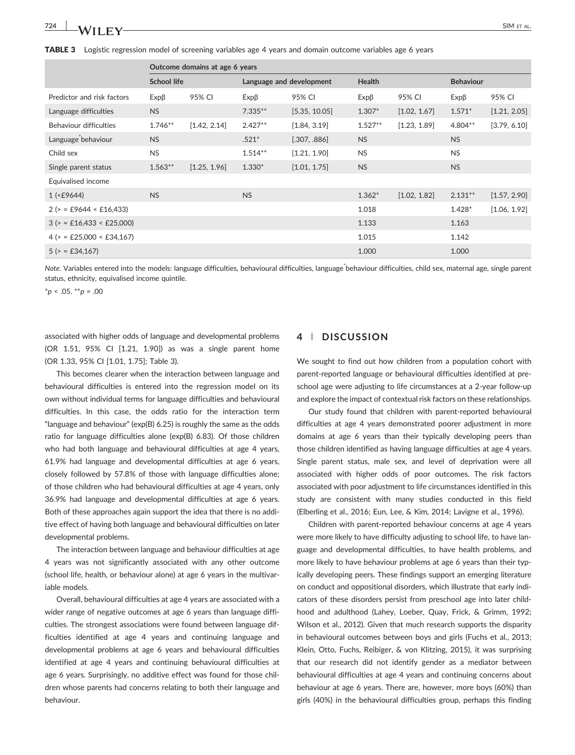**TABLE 3** Logistic regression model of screening variables age 4 years and domain outcome variables age 6 years

| | Outcome domains at age 6 years | | | | | | | |
|---|---|---|---|---|---|---|---|---|
| | School life | | Language and development | | Health | | Behaviour | |
| Predictor and risk factors | Expβ | 95% CI | Expβ | 95% CI | Expβ | 95% CI | Expβ | 95% CI |
| Language difficulties | NS | | 7.335** | [5.35, 10.05] | 1.307* | [1.02, 1.67] | 1.571* | [1.21, 2.05] |
| Behaviour difficulties | 1.746** | [1.42, 2.14] | 2.427** | [1.84, 3.19] | 1.527** | [1.23, 1.89] | 4.804** | [3.79, 6.10] |
| Language*behaviour | NS | | .521* | [.307, .886] | NS | | NS | |
| Child sex | NS | | 1.514** | [1.21, 1.90] | NS | | NS | |
| Single parent status | 1.563** | [1.25, 1.96] | 1.330* | [1.01, 1.75] | NS | | NS | |
| Equivalised income | | | | | | | | |
| 1 (<£9644) | NS | | NS | | 1.362* | [1.02, 1.82] | 2.131** | [1.57, 2.90] |
| 2 (> = £9644 < £16,433) | | | | | 1.018 | | 1.428* | [1.06, 1.92] |
| 3 (> = £16,433 < £25,000) | | | | | 1.133 | | 1.163 | |
| 4 (> = £25,000 < £34,167) | | | | | 1.015 | | 1.142 | |
| 5 (> = £34,167) | | | | | 1.000 | | 1.000 | |

*Note*. Variables entered into the models: language difficulties, behavioural difficulties, language*behaviour difficulties, child sex, maternal age, single parent status, ethnicity, equivalised income quintile.

*$p < .05$. **$p = .00$

associated with higher odds of language and developmental problems (OR 1.51, 95% CI [1.21, 1.90]) as was a single parent home (OR 1.33, 95% CI [1.01, 1.75]; Table 3).

This becomes clearer when the interaction between language and behavioural difficulties is entered into the regression model on its own without individual terms for language difficulties and behavioural difficulties. In this case, the odds ratio for the interaction term "language and behaviour" (exp(B) 6.25) is roughly the same as the odds ratio for language difficulties alone (exp(B) 6.83). Of those children who had both language and behavioural difficulties at age 4 years, 61.9% had language and developmental difficulties at age 6 years, closely followed by 57.8% of those with language difficulties alone; of those children who had behavioural difficulties at age 4 years, only 36.9% had language and developmental difficulties at age 6 years. Both of these approaches again support the idea that there is no additive effect of having both language and behavioural difficulties on later developmental problems.

The interaction between language and behaviour difficulties at age 4 years was not significantly associated with any other outcome (school life, health, or behaviour alone) at age 6 years in the multivariable models.

Overall, behavioural difficulties at age 4 years are associated with a wider range of negative outcomes at age 6 years than language difficulties. The strongest associations were found between language difficulties identified at age 4 years and continuing language and developmental problems at age 6 years and behavioural difficulties identified at age 4 years and continuing behavioural difficulties at age 6 years. Surprisingly, no additive effect was found for those children whose parents had concerns relating to both their language and behaviour.

## 4 | DISCUSSION

We sought to find out how children from a population cohort with parent-reported language or behavioural difficulties identified at preschool age were adjusting to life circumstances at a 2-year follow-up and explore the impact of contextual risk factors on these relationships.

Our study found that children with parent-reported behavioural difficulties at age 4 years demonstrated poorer adjustment in more domains at age 6 years than their typically developing peers than those children identified as having language difficulties at age 4 years. Single parent status, male sex, and level of deprivation were all associated with higher odds of poor outcomes. The risk factors associated with poor adjustment to life circumstances identified in this study are consistent with many studies conducted in this field (Elberling et al., 2016; Eun, Lee, & Kim, 2014; Lavigne et al., 1996).

Children with parent-reported behaviour concerns at age 4 years were more likely to have difficulty adjusting to school life, to have language and developmental difficulties, to have health problems, and more likely to have behaviour problems at age 6 years than their typically developing peers. These findings support an emerging literature on conduct and oppositional disorders, which illustrate that early indicators of these disorders persist from preschool age into later childhood and adulthood (Lahey, Loeber, Quay, Frick, & Grimm, 1992; Wilson et al., 2012). Given that much research supports the disparity in behavioural outcomes between boys and girls (Fuchs et al., 2013; Klein, Otto, Fuchs, Reibiger, & von Klitzing, 2015), it was surprising that our research did not identify gender as a mediator between behavioural difficulties at age 4 years and continuing concerns about behaviour at age 6 years. There are, however, more boys (60%) than girls (40%) in the behavioural difficulties group, perhaps this finding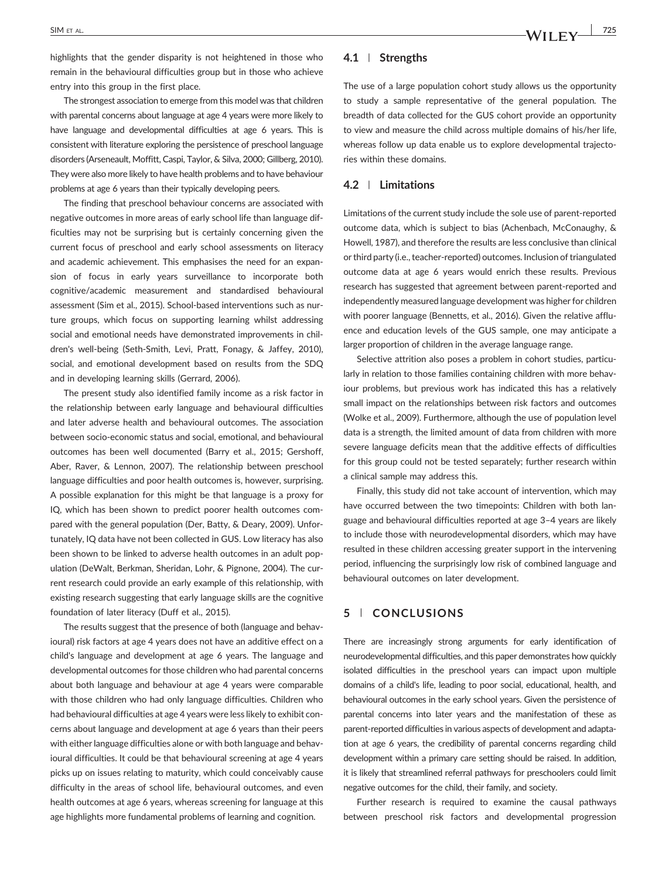highlights that the gender disparity is not heightened in those who remain in the behavioural difficulties group but in those who achieve entry into this group in the first place.

The strongest association to emerge from this model was that children with parental concerns about language at age 4 years were more likely to have language and developmental difficulties at age 6 years. This is consistent with literature exploring the persistence of preschool language disorders (Arseneault, Moffitt, Caspi, Taylor, & Silva, 2000; Gillberg, 2010). They were also more likely to have health problems and to have behaviour problems at age 6 years than their typically developing peers.

The finding that preschool behaviour concerns are associated with negative outcomes in more areas of early school life than language difficulties may not be surprising but is certainly concerning given the current focus of preschool and early school assessments on literacy and academic achievement. This emphasises the need for an expansion of focus in early years surveillance to incorporate both cognitive/academic measurement and standardised behavioural assessment (Sim et al., 2015). School-based interventions such as nurture groups, which focus on supporting learning whilst addressing social and emotional needs have demonstrated improvements in children's well-being (Seth-Smith, Levi, Pratt, Fonagy, & Jaffey, 2010), social, and emotional development based on results from the SDQ and in developing learning skills (Gerrard, 2006).

The present study also identified family income as a risk factor in the relationship between early language and behavioural difficulties and later adverse health and behavioural outcomes. The association between socio-economic status and social, emotional, and behavioural outcomes has been well documented (Barry et al., 2015; Gershoff, Aber, Raver, & Lennon, 2007). The relationship between preschool language difficulties and poor health outcomes is, however, surprising. A possible explanation for this might be that language is a proxy for IQ, which has been shown to predict poorer health outcomes compared with the general population (Der, Batty, & Deary, 2009). Unfortunately, IQ data have not been collected in GUS. Low literacy has also been shown to be linked to adverse health outcomes in an adult population (DeWalt, Berkman, Sheridan, Lohr, & Pignone, 2004). The current research could provide an early example of this relationship, with existing research suggesting that early language skills are the cognitive foundation of later literacy (Duff et al., 2015).

The results suggest that the presence of both (language and behavioural) risk factors at age 4 years does not have an additive effect on a child's language and development at age 6 years. The language and developmental outcomes for those children who had parental concerns about both language and behaviour at age 4 years were comparable with those children who had only language difficulties. Children who had behavioural difficulties at age 4 years were less likely to exhibit concerns about language and development at age 6 years than their peers with either language difficulties alone or with both language and behavioural difficulties. It could be that behavioural screening at age 4 years picks up on issues relating to maturity, which could conceivably cause difficulty in the areas of school life, behavioural outcomes, and even health outcomes at age 6 years, whereas screening for language at this age highlights more fundamental problems of learning and cognition.

### 4.1 | Strengths

The use of a large population cohort study allows us the opportunity to study a sample representative of the general population. The breadth of data collected for the GUS cohort provide an opportunity to view and measure the child across multiple domains of his/her life, whereas follow up data enable us to explore developmental trajectories within these domains.

### 4.2 | Limitations

Limitations of the current study include the sole use of parent-reported outcome data, which is subject to bias (Achenbach, McConaughy, & Howell, 1987), and therefore the results are less conclusive than clinical or third party (i.e., teacher-reported) outcomes. Inclusion of triangulated outcome data at age 6 years would enrich these results. Previous research has suggested that agreement between parent-reported and independently measured language development was higher for children with poorer language (Bennetts, et al., 2016). Given the relative affluence and education levels of the GUS sample, one may anticipate a larger proportion of children in the average language range.

Selective attrition also poses a problem in cohort studies, particularly in relation to those families containing children with more behaviour problems, but previous work has indicated this has a relatively small impact on the relationships between risk factors and outcomes (Wolke et al., 2009). Furthermore, although the use of population level data is a strength, the limited amount of data from children with more severe language deficits mean that the additive effects of difficulties for this group could not be tested separately; further research within a clinical sample may address this.

Finally, this study did not take account of intervention, which may have occurred between the two timepoints: Children with both language and behavioural difficulties reported at age 3–4 years are likely to include those with neurodevelopmental disorders, which may have resulted in these children accessing greater support in the intervening period, influencing the surprisingly low risk of combined language and behavioural outcomes on later development.

## 5 | CONCLUSIONS

There are increasingly strong arguments for early identification of neurodevelopmental difficulties, and this paper demonstrates how quickly isolated difficulties in the preschool years can impact upon multiple domains of a child's life, leading to poor social, educational, health, and behavioural outcomes in the early school years. Given the persistence of parental concerns into later years and the manifestation of these as parent-reported difficulties in various aspects of development and adaptation at age 6 years, the credibility of parental concerns regarding child development within a primary care setting should be raised. In addition, it is likely that streamlined referral pathways for preschoolers could limit negative outcomes for the child, their family, and society.

Further research is required to examine the causal pathways between preschool risk factors and developmental progression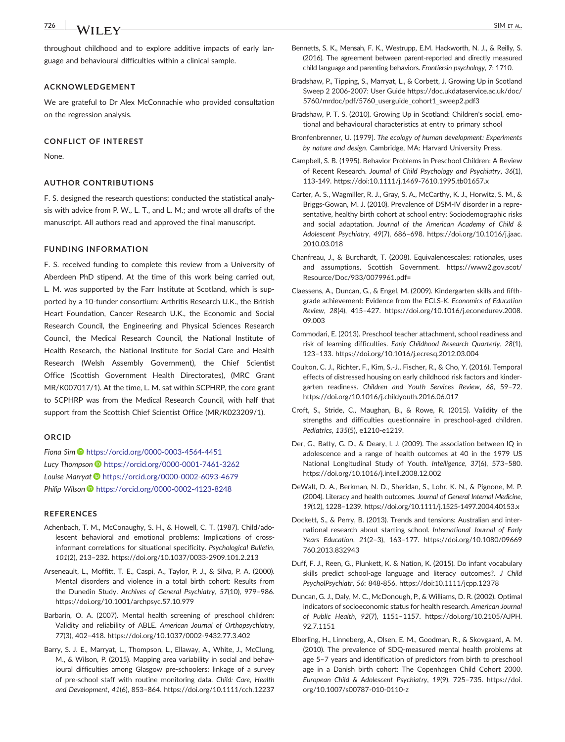throughout childhood and to explore additive impacts of early language and behavioural difficulties within a clinical sample.

### ACKNOWLEDGEMENT

We are grateful to Dr Alex McConnachie who provided consultation on the regression analysis.

### CONFLICT OF INTEREST

None.

### AUTHOR CONTRIBUTIONS

F. S. designed the research questions; conducted the statistical analysis with advice from P. W., L. T., and L. M.; and wrote all drafts of the manuscript. All authors read and approved the final manuscript.

### FUNDING INFORMATION

F. S. received funding to complete this review from a University of Aberdeen PhD stipend. At the time of this work being carried out, L. M. was supported by the Farr Institute at Scotland, which is supported by a 10-funder consortium: Arthritis Research U.K., the British Heart Foundation, Cancer Research U.K., the Economic and Social Research Council, the Engineering and Physical Sciences Research Council, the Medical Research Council, the National Institute of Health Research, the National Institute for Social Care and Health Research (Welsh Assembly Government), the Chief Scientist Office (Scottish Government Health Directorates), (MRC Grant MR/K007017/1). At the time, L. M. sat within SCPHRP, the core grant to SCPHRP was from the Medical Research Council, with half that support from the Scottish Chief Scientist Office (MR/K023209/1).

### ORCID

*Fiona Sim* https://orcid.org/0000-0003-4564-4451
*Lucy Thompson* https://orcid.org/0000-0001-7461-3262
*Louise Marryat* https://orcid.org/0000-0002-6093-4679
*Philip Wilson* https://orcid.org/0000-0002-4123-8248

### REFERENCES

Achenbach, T. M., McConaughy, S. H., & Howell, C. T. (1987). Child/adolescent behavioral and emotional problems: Implications of cross-informant correlations for situational specificity. *Psychological Bulletin*, *101*(2), 213–232. https://doi.org/10.1037/0033-2909.101.2.213

Arseneault, L., Moffitt, T. E., Caspi, A., Taylor, P. J., & Silva, P. A. (2000). Mental disorders and violence in a total birth cohort: Results from the Dunedin Study. *Archives of General Psychiatry*, *57*(10), 979–986. https://doi.org/10.1001/archpsyc.57.10.979

Barbarin, O. A. (2007). Mental health screening of preschool children: Validity and reliability of ABLE. *American Journal of Orthopsychiatry*, *77*(3), 402–418. https://doi.org/10.1037/0002-9432.77.3.402

Barry, S. J. E., Marryat, L., Thompson, L., Ellaway, A., White, J., McClung, M., & Wilson, P. (2015). Mapping area variability in social and behavioural difficulties among Glasgow pre-schoolers: linkage of a survey of pre-school staff with routine monitoring data. *Child: Care, Health and Development*, *41*(6), 853–864. https://doi.org/10.1111/cch.12237

Bennetts, S. K., Mensah, F. K., Westrupp, E.M. Hackworth, N. J., & Reilly, S. (2016). The agreement between parent-reported and directly measured child language and parenting behaviors. *Frontiersin psychology*, *7*: 1710.

Bradshaw, P., Tipping, S., Marryat, L., & Corbett, J. Growing Up in Scotland Sweep 2 2006-2007: User Guide https://doc.ukdataservice.ac.uk/doc/5760/mrdoc/pdf/5760_userguide_cohort1_sweep2.pdf3

Bradshaw, P. T. S. (2010). Growing Up in Scotland: Children's social, emotional and behavioural characteristics at entry to primary school

Bronfenbrenner, U. (1979). *The ecology of human development: Experiments by nature and design*. Cambridge, MA: Harvard University Press.

Campbell, S. B. (1995). Behavior Problems in Preschool Children: A Review of Recent Research. *Journal of Child Psychology and Psychiatry*, *36*(1), 113-149. https://doi:10.1111/j.1469-7610.1995.tb01657.x

Carter, A. S., Wagmiller, R. J., Gray, S. A., McCarthy, K. J., Horwitz, S. M., & Briggs-Gowan, M. J. (2010). Prevalence of DSM-IV disorder in a representative, healthy birth cohort at school entry: Sociodemographic risks and social adaptation. *Journal of the American Academy of Child & Adolescent Psychiatry*, *49*(7), 686–698. https://doi.org/10.1016/j.jaac.2010.03.018

Chanfreau, J., & Burchardt, T. (2008). Equivalencescales: rationales, uses and assumptions, Scottish Government. https://www2.gov.scot/Resource/Doc/933/0079961.pdf=

Claessens, A., Duncan, G., & Engel, M. (2009). Kindergarten skills and fifth-grade achievement: Evidence from the ECLS-K. *Economics of Education Review*, *28*(4), 415–427. https://doi.org/10.1016/j.econedurev.2008.09.003

Commodari, E. (2013). Preschool teacher attachment, school readiness and risk of learning difficulties. *Early Childhood Research Quarterly*, *28*(1), 123–133. https://doi.org/10.1016/j.ecresq.2012.03.004

Coulton, C. J., Richter, F., Kim, S.-J., Fischer, R., & Cho, Y. (2016). Temporal effects of distressed housing on early childhood risk factors and kindergarten readiness. *Children and Youth Services Review*, *68*, 59–72. https://doi.org/10.1016/j.childyouth.2016.06.017

Croft, S., Stride, C., Maughan, B., & Rowe, R. (2015). Validity of the strengths and difficulties questionnaire in preschool-aged children. *Pediatrics*, *135*(5), e1210-e1219.

Der, G., Batty, G. D., & Deary, I. J. (2009). The association between IQ in adolescence and a range of health outcomes at 40 in the 1979 US National Longitudinal Study of Youth. *Intelligence*, *37*(6), 573–580. https://doi.org/10.1016/j.intell.2008.12.002

DeWalt, D. A., Berkman, N. D., Sheridan, S., Lohr, K. N., & Pignone, M. P. (2004). Literacy and health outcomes. *Journal of General Internal Medicine*, *19*(12), 1228–1239. https://doi.org/10.1111/j.1525-1497.2004.40153.x

Dockett, S., & Perry, B. (2013). Trends and tensions: Australian and international research about starting school. *International Journal of Early Years Education*, *21*(2–3), 163–177. https://doi.org/10.1080/09669760.2013.832943

Duff, F. J., Reen, G., Plunkett, K. & Nation, K. (2015). Do infant vocabulary skills predict school-age language and literacy outcomes?. *J Child PsycholPsychiatr*, *56*: 848-856. https://doi:10.1111/jcpp.12378

Duncan, G. J., Daly, M. C., McDonough, P., & Williams, D. R. (2002). Optimal indicators of socioeconomic status for health research. *American Journal of Public Health*, *92*(7), 1151–1157. https://doi.org/10.2105/AJPH.92.7.1151

Elberling, H., Linneberg, A., Olsen, E. M., Goodman, R., & Skovgaard, A. M. (2010). The prevalence of SDQ-measured mental health problems at age 5–7 years and identification of predictors from birth to preschool age in a Danish birth cohort: The Copenhagen Child Cohort 2000. *European Child & Adolescent Psychiatry*, *19*(9), 725–735. https://doi.org/10.1007/s00787-010-0110-z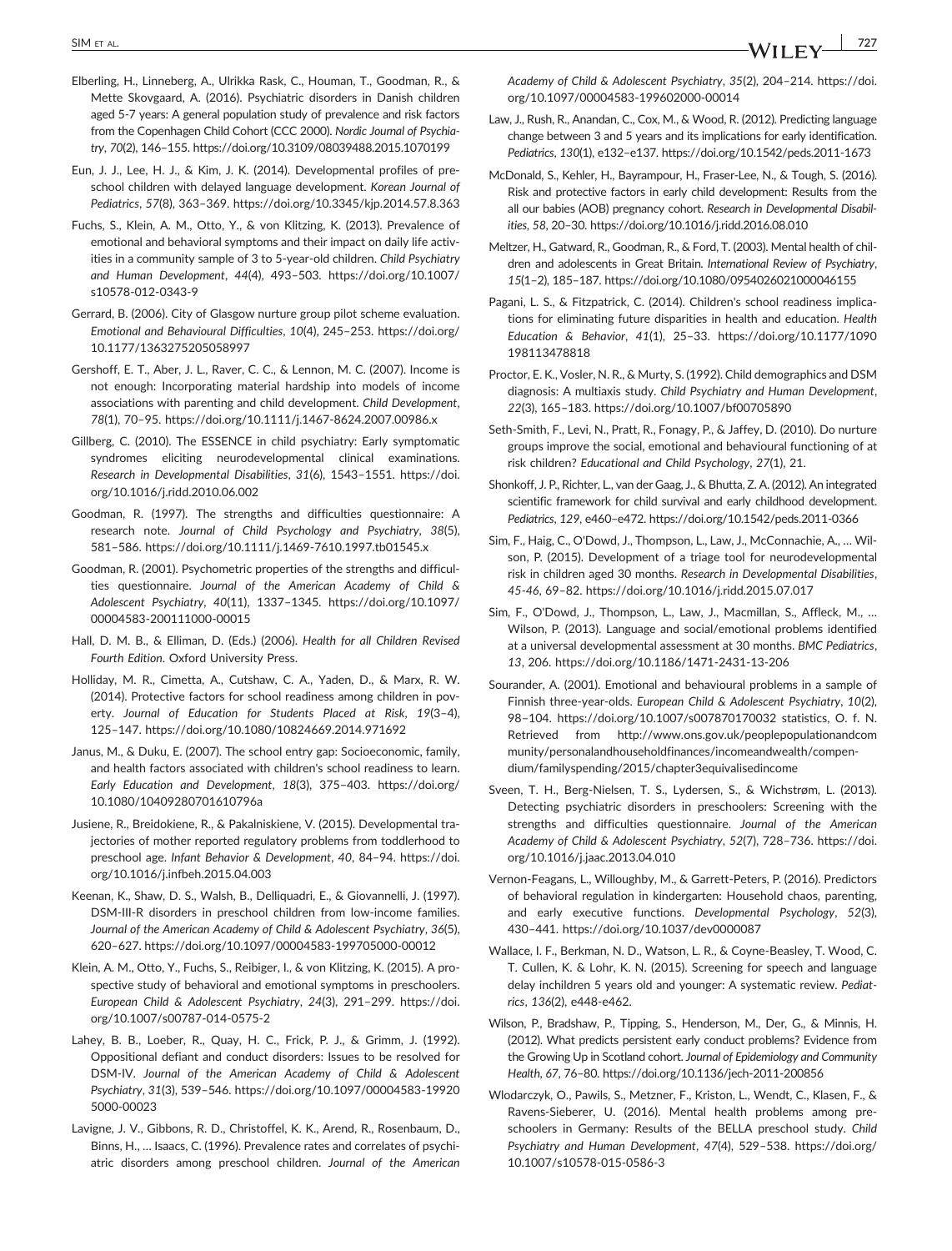Elberling, H., Linneberg, A., Ulrikka Rask, C., Houman, T., Goodman, R., & Mette Skovgaard, A. (2016). Psychiatric disorders in Danish children aged 5-7 years: A general population study of prevalence and risk factors from the Copenhagen Child Cohort (CCC 2000). *Nordic Journal of Psychiatry*, *70*(2), 146–155. https://doi.org/10.3109/08039488.2015.1070199

Eun, J. J., Lee, H. J., & Kim, J. K. (2014). Developmental profiles of preschool children with delayed language development. *Korean Journal of Pediatrics*, *57*(8), 363–369. https://doi.org/10.3345/kjp.2014.57.8.363

Fuchs, S., Klein, A. M., Otto, Y., & von Klitzing, K. (2013). Prevalence of emotional and behavioral symptoms and their impact on daily life activities in a community sample of 3 to 5-year-old children. *Child Psychiatry and Human Development*, *44*(4), 493–503. https://doi.org/10.1007/s10578-012-0343-9

Gerrard, B. (2006). City of Glasgow nurture group pilot scheme evaluation. *Emotional and Behavioural Difficulties*, *10*(4), 245–253. https://doi.org/10.1177/1363275205058997

Gershoff, E. T., Aber, J. L., Raver, C. C., & Lennon, M. C. (2007). Income is not enough: Incorporating material hardship into models of income associations with parenting and child development. *Child Development*, *78*(1), 70–95. https://doi.org/10.1111/j.1467-8624.2007.00986.x

Gillberg, C. (2010). The ESSENCE in child psychiatry: Early symptomatic syndromes eliciting neurodevelopmental clinical examinations. *Research in Developmental Disabilities*, *31*(6), 1543–1551. https://doi.org/10.1016/j.ridd.2010.06.002

Goodman, R. (1997). The strengths and difficulties questionnaire: A research note. *Journal of Child Psychology and Psychiatry*, *38*(5), 581–586. https://doi.org/10.1111/j.1469-7610.1997.tb01545.x

Goodman, R. (2001). Psychometric properties of the strengths and difficulties questionnaire. *Journal of the American Academy of Child & Adolescent Psychiatry*, *40*(11), 1337–1345. https://doi.org/10.1097/00004583-200111000-00015

Hall, D. M. B., & Elliman, D. (Eds.) (2006). *Health for all Children Revised Fourth Edition*. Oxford University Press.

Holliday, M. R., Cimetta, A., Cutshaw, C. A., Yaden, D., & Marx, R. W. (2014). Protective factors for school readiness among children in poverty. *Journal of Education for Students Placed at Risk*, *19*(3–4), 125–147. https://doi.org/10.1080/10824669.2014.971692

Janus, M., & Duku, E. (2007). The school entry gap: Socioeconomic, family, and health factors associated with children's school readiness to learn. *Early Education and Development*, *18*(3), 375–403. https://doi.org/10.1080/10409280701610796a

Jusiene, R., Breidokiene, R., & Pakalniskiene, V. (2015). Developmental trajectories of mother reported regulatory problems from toddlerhood to preschool age. *Infant Behavior & Development*, *40*, 84–94. https://doi.org/10.1016/j.infbeh.2015.04.003

Keenan, K., Shaw, D. S., Walsh, B., Delliquadri, E., & Giovannelli, J. (1997). DSM-III-R disorders in preschool children from low-income families. *Journal of the American Academy of Child & Adolescent Psychiatry*, *36*(5), 620–627. https://doi.org/10.1097/00004583-199705000-00012

Klein, A. M., Otto, Y., Fuchs, S., Reibiger, I., & von Klitzing, K. (2015). A prospective study of behavioral and emotional symptoms in preschoolers. *European Child & Adolescent Psychiatry*, *24*(3), 291–299. https://doi.org/10.1007/s00787-014-0575-2

Lahey, B. B., Loeber, R., Quay, H. C., Frick, P. J., & Grimm, J. (1992). Oppositional defiant and conduct disorders: Issues to be resolved for DSM-IV. *Journal of the American Academy of Child & Adolescent Psychiatry*, *31*(3), 539–546. https://doi.org/10.1097/00004583-199205000-00023

Lavigne, J. V., Gibbons, R. D., Christoffel, K. K., Arend, R., Rosenbaum, D., Binns, H., … Isaacs, C. (1996). Prevalence rates and correlates of psychiatric disorders among preschool children. *Journal of the American Academy of Child & Adolescent Psychiatry*, *35*(2), 204–214. https://doi.org/10.1097/00004583-199602000-00014

Law, J., Rush, R., Anandan, C., Cox, M., & Wood, R. (2012). Predicting language change between 3 and 5 years and its implications for early identification. *Pediatrics*, *130*(1), e132–e137. https://doi.org/10.1542/peds.2011-1673

McDonald, S., Kehler, H., Bayrampour, H., Fraser-Lee, N., & Tough, S. (2016). Risk and protective factors in early child development: Results from the all our babies (AOB) pregnancy cohort. *Research in Developmental Disabilities*, *58*, 20–30. https://doi.org/10.1016/j.ridd.2016.08.010

Meltzer, H., Gatward, R., Goodman, R., & Ford, T. (2003). Mental health of children and adolescents in Great Britain. *International Review of Psychiatry*, *15*(1–2), 185–187. https://doi.org/10.1080/0954026021000046155

Pagani, L. S., & Fitzpatrick, C. (2014). Children's school readiness implications for eliminating future disparities in health and education. *Health Education & Behavior*, *41*(1), 25–33. https://doi.org/10.1177/1090198113478818

Proctor, E. K., Vosler, N. R., & Murty, S. (1992). Child demographics and DSM diagnosis: A multiaxis study. *Child Psychiatry and Human Development*, *22*(3), 165–183. https://doi.org/10.1007/bf00705890

Seth-Smith, F., Levi, N., Pratt, R., Fonagy, P., & Jaffey, D. (2010). Do nurture groups improve the social, emotional and behavioural functioning of at risk children? *Educational and Child Psychology*, *27*(1), 21.

Shonkoff, J. P., Richter, L., van der Gaag, J., & Bhutta, Z. A. (2012). An integrated scientific framework for child survival and early childhood development. *Pediatrics*, *129*, e460–e472. https://doi.org/10.1542/peds.2011-0366

Sim, F., Haig, C., O'Dowd, J., Thompson, L., Law, J., McConnachie, A., … Wilson, P. (2015). Development of a triage tool for neurodevelopmental risk in children aged 30 months. *Research in Developmental Disabilities*, *45-46*, 69–82. https://doi.org/10.1016/j.ridd.2015.07.017

Sim, F., O'Dowd, J., Thompson, L., Law, J., Macmillan, S., Affleck, M., … Wilson, P. (2013). Language and social/emotional problems identified at a universal developmental assessment at 30 months. *BMC Pediatrics*, *13*, 206. https://doi.org/10.1186/1471-2431-13-206

Sourander, A. (2001). Emotional and behavioural problems in a sample of Finnish three-year-olds. *European Child & Adolescent Psychiatry*, *10*(2), 98–104. https://doi.org/10.1007/s007870170032 statistics, O. f. N. Retrieved from http://www.ons.gov.uk/peoplepopulationandcommunity/personalandhouseholdfinances/incomeandwealth/compendium/familyspending/2015/chapter3equivalisedincome

Sveen, T. H., Berg-Nielsen, T. S., Lydersen, S., & Wichstrøm, L. (2013). Detecting psychiatric disorders in preschoolers: Screening with the strengths and difficulties questionnaire. *Journal of the American Academy of Child & Adolescent Psychiatry*, *52*(7), 728–736. https://doi.org/10.1016/j.jaac.2013.04.010

Vernon-Feagans, L., Willoughby, M., & Garrett-Peters, P. (2016). Predictors of behavioral regulation in kindergarten: Household chaos, parenting, and early executive functions. *Developmental Psychology*, *52*(3), 430–441. https://doi.org/10.1037/dev0000087

Wallace, I. F., Berkman, N. D., Watson, L. R., & Coyne-Beasley, T. Wood, C. T. Cullen, K. & Lohr, K. N. (2015). Screening for speech and language delay inchildren 5 years old and younger: A systematic review. *Pediatrics*, *136*(2), e448-e462.

Wilson, P., Bradshaw, P., Tipping, S., Henderson, M., Der, G., & Minnis, H. (2012). What predicts persistent early conduct problems? Evidence from the Growing Up in Scotland cohort. *Journal of Epidemiology and Community Health*, *67*, 76–80. https://doi.org/10.1136/jech-2011-200856

Wlodarczyk, O., Pawils, S., Metzner, F., Kriston, L., Wendt, C., Klasen, F., & Ravens-Sieberer, U. (2016). Mental health problems among preschoolers in Germany: Results of the BELLA preschool study. *Child Psychiatry and Human Development*, *47*(4), 529–538. https://doi.org/10.1007/s10578-015-0586-3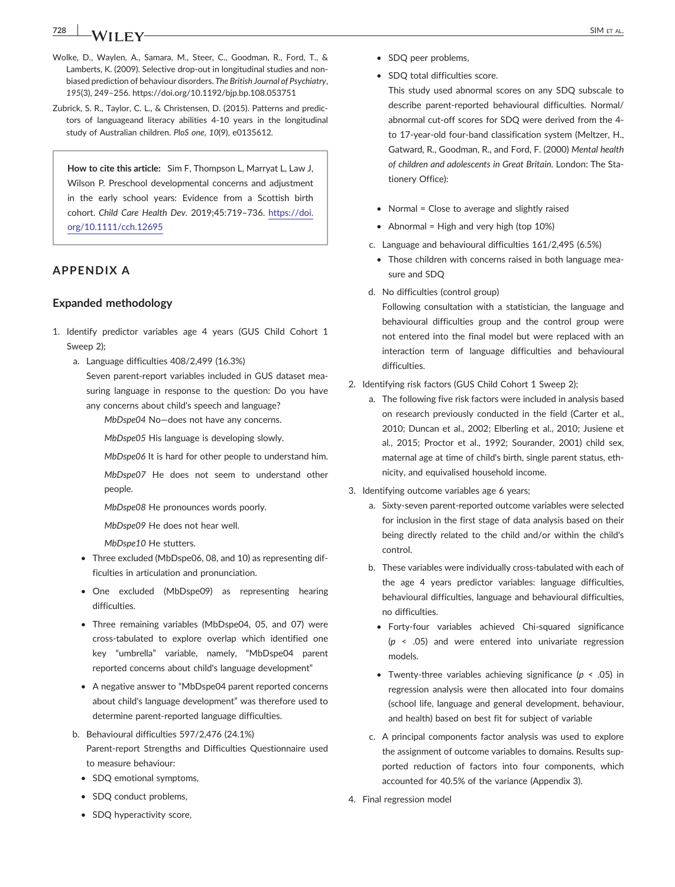Wolke, D., Waylen, A., Samara, M., Steer, C., Goodman, R., Ford, T., & Lamberts, K. (2009). Selective drop-out in longitudinal studies and non-biased prediction of behaviour disorders. *The British Journal of Psychiatry*, *195*(3), 249–256. https://doi.org/10.1192/bjp.bp.108.053751

Zubrick, S. R., Taylor, C. L., & Christensen, D. (2015). Patterns and predictors of languageand literacy abilities 4-10 years in the longitudinal study of Australian children. *PloS one*, *10*(9), e0135612.

> **How to cite this article:** Sim F, Thompson L, Marryat L, Law J, Wilson P. Preschool developmental concerns and adjustment in the early school years: Evidence from a Scottish birth cohort. *Child Care Health Dev*. 2019;45:719–736. https://doi.org/10.1111/cch.12695

## APPENDIX A

### Expanded methodology

1. Identify predictor variables age 4 years (GUS Child Cohort 1 Sweep 2);
   a. Language difficulties 408/2,499 (16.3%)
      Seven parent-report variables included in GUS dataset measuring language in response to the question: Do you have any concerns about child's speech and language?
      *MbDspe04* No—does not have any concerns.
      *MbDspe05* His language is developing slowly.
      *MbDspe06* It is hard for other people to understand him.
      *MbDspe07* He does not seem to understand other people.
      *MbDspe08* He pronounces words poorly.
      *MbDspe09* He does not hear well.
      *MbDspe10* He stutters.
      - Three excluded (MbDspe06, 08, and 10) as representing difficulties in articulation and pronunciation.
      - One excluded (MbDspe09) as representing hearing difficulties.
      - Three remaining variables (MbDspe04, 05, and 07) were cross-tabulated to explore overlap which identified one key "umbrella" variable, namely, "MbDspe04 parent reported concerns about child's language development"
      - A negative answer to "MbDspe04 parent reported concerns about child's language development" was therefore used to determine parent-reported language difficulties.
   b. Behavioural difficulties 597/2,476 (24.1%)
      Parent-report Strengths and Difficulties Questionnaire used to measure behaviour:
      - SDQ emotional symptoms,
      - SDQ conduct problems,
      - SDQ hyperactivity score,
      - SDQ peer problems,
      - SDQ total difficulties score.

      This study used abnormal scores on any SDQ subscale to describe parent-reported behavioural difficulties. Normal/abnormal cut-off scores for SDQ were derived from the 4- to 17-year-old four-band classification system (Meltzer, H., Gatward, R., Goodman, R., and Ford, F. (2000) *Mental health of children and adolescents in Great Britain*. London: The Stationery Office):

      - Normal = Close to average and slightly raised
      - Abnormal = High and very high (top 10%)
   c. Language and behavioural difficulties 161/2,495 (6.5%)
      - Those children with concerns raised in both language measure and SDQ
   d. No difficulties (control group)
      Following consultation with a statistician, the language and behavioural difficulties group and the control group were not entered into the final model but were replaced with an interaction term of language difficulties and behavioural difficulties.
2. Identifying risk factors (GUS Child Cohort 1 Sweep 2);
   a. The following five risk factors were included in analysis based on research previously conducted in the field (Carter et al., 2010; Duncan et al., 2002; Elberling et al., 2010; Jusiene et al., 2015; Proctor et al., 1992; Sourander, 2001) child sex, maternal age at time of child's birth, single parent status, ethnicity, and equivalised household income.
3. Identifying outcome variables age 6 years;
   a. Sixty-seven parent-reported outcome variables were selected for inclusion in the first stage of data analysis based on their being directly related to the child and/or within the child's control.
   b. These variables were individually cross-tabulated with each of the age 4 years predictor variables: language difficulties, behavioural difficulties, language and behavioural difficulties, no difficulties.
      - Forty-four variables achieved Chi-squared significance ($p < .05$) and were entered into univariate regression models.
      - Twenty-three variables achieving significance ($p < .05$) in regression analysis were then allocated into four domains (school life, language and general development, behaviour, and health) based on best fit for subject of variable
   c. A principal components factor analysis was used to explore the assignment of outcome variables to domains. Results supported reduction of factors into four components, which accounted for 40.5% of the variance (Appendix 3).
4. Final regression model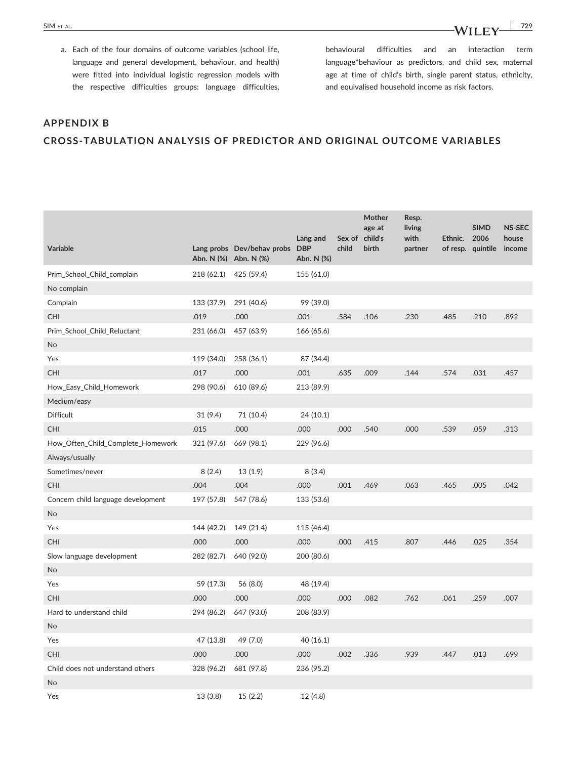a. Each of the four domains of outcome variables (school life, language and general development, behaviour, and health) were fitted into individual logistic regression models with the respective difficulties groups: language difficulties, behavioural difficulties and an interaction term language*behaviour as predictors, and child sex, maternal age at time of child's birth, single parent status, ethnicity, and equivalised household income as risk factors.

## APPENDIX B

## CROSS-TABULATION ANALYSIS OF PREDICTOR AND ORIGINAL OUTCOME VARIABLES

| Variable | Lang probs Abn. N (%) | Dev/behav probs Abn. N (%) | Lang and DBP Abn. N (%) | Sex of child | Mother age at child's birth | Resp. living with partner | Ethnic. of resp. | SIMD 2006 quintile | NS-SEC house income |
|---|---|---|---|---|---|---|---|---|---|
| Prim_School_Child_complain | 218 (62.1) | 425 (59.4) | 155 (61.0) | | | | | | |
| No complain | | | | | | | | | |
| Complain | 133 (37.9) | 291 (40.6) | 99 (39.0) | | | | | | |
| CHI | .019 | .000 | .001 | .584 | .106 | .230 | .485 | .210 | .892 |
| Prim_School_Child_Reluctant | 231 (66.0) | 457 (63.9) | 166 (65.6) | | | | | | |
| No | | | | | | | | | |
| Yes | 119 (34.0) | 258 (36.1) | 87 (34.4) | | | | | | |
| CHI | .017 | .000 | .001 | .635 | .009 | .144 | .574 | .031 | .457 |
| How_Easy_Child_Homework | 298 (90.6) | 610 (89.6) | 213 (89.9) | | | | | | |
| Medium/easy | | | | | | | | | |
| Difficult | 31 (9.4) | 71 (10.4) | 24 (10.1) | | | | | | |
| CHI | .015 | .000 | .000 | .000 | .540 | .000 | .539 | .059 | .313 |
| How_Often_Child_Complete_Homework | 321 (97.6) | 669 (98.1) | 229 (96.6) | | | | | | |
| Always/usually | | | | | | | | | |
| Sometimes/never | 8 (2.4) | 13 (1.9) | 8 (3.4) | | | | | | |
| CHI | .004 | .004 | .000 | .001 | .469 | .063 | .465 | .005 | .042 |
| Concern child language development | 197 (57.8) | 547 (78.6) | 133 (53.6) | | | | | | |
| No | | | | | | | | | |
| Yes | 144 (42.2) | 149 (21.4) | 115 (46.4) | | | | | | |
| CHI | .000 | .000 | .000 | .000 | .415 | .807 | .446 | .025 | .354 |
| Slow language development | 282 (82.7) | 640 (92.0) | 200 (80.6) | | | | | | |
| No | | | | | | | | | |
| Yes | 59 (17.3) | 56 (8.0) | 48 (19.4) | | | | | | |
| CHI | .000 | .000 | .000 | .000 | .082 | .762 | .061 | .259 | .007 |
| Hard to understand child | 294 (86.2) | 647 (93.0) | 208 (83.9) | | | | | | |
| No | | | | | | | | | |
| Yes | 47 (13.8) | 49 (7.0) | 40 (16.1) | | | | | | |
| CHI | .000 | .000 | .000 | .002 | .336 | .939 | .447 | .013 | .699 |
| Child does not understand others | 328 (96.2) | 681 (97.8) | 236 (95.2) | | | | | | |
| No | | | | | | | | | |
| Yes | 13 (3.8) | 15 (2.2) | 12 (4.8) | | | | | | |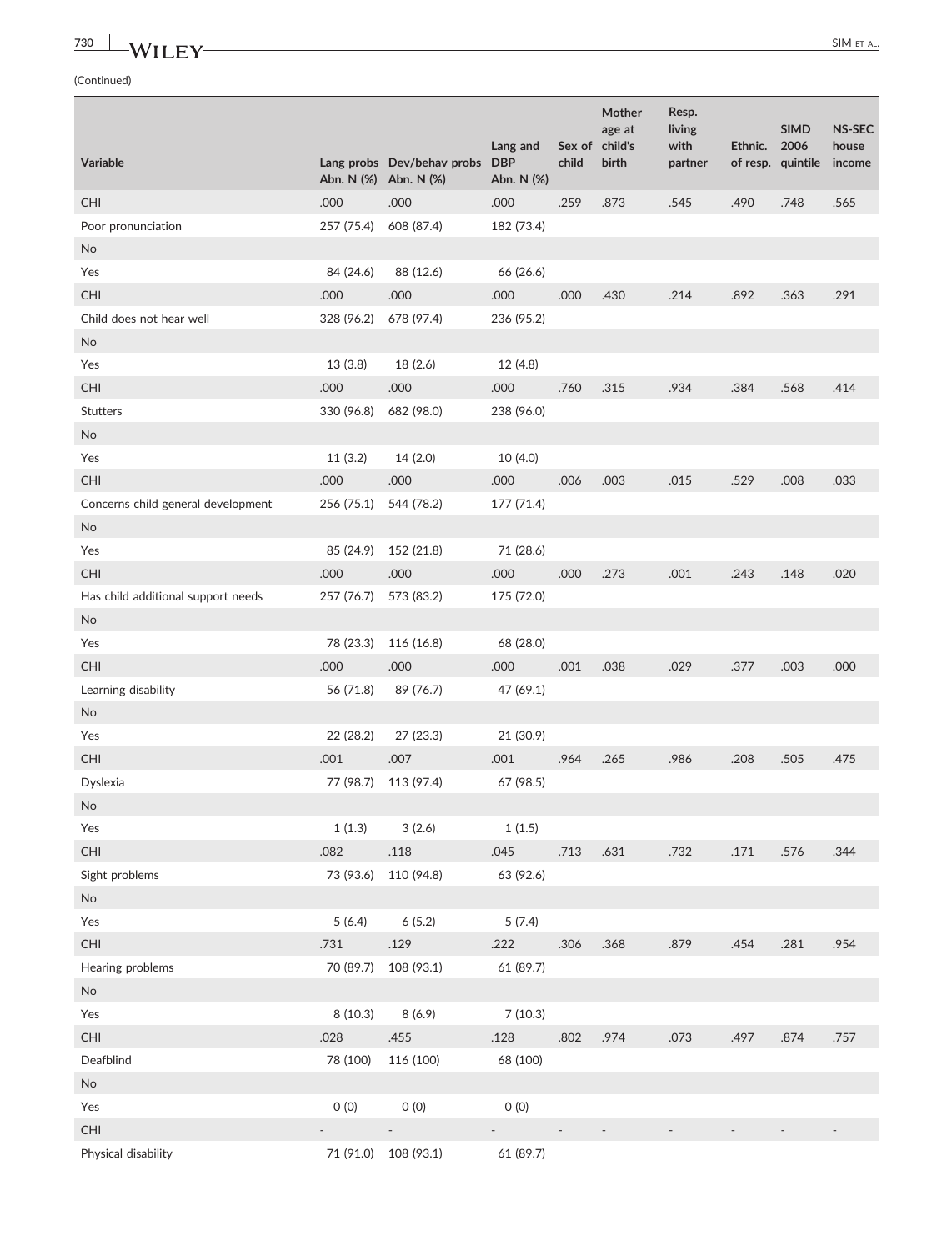(Continued)

| Variable | Lang probs Abn. N (%) | Dev/behav probs Abn. N (%) | Lang and DBP Abn. N (%) | Sex of child | Mother age at child's birth | Resp. living with partner | Ethnic. of resp. | SIMD 2006 quintile | NS-SEC house income |
|---|---|---|---|---|---|---|---|---|---|
| CHI | .000 | .000 | .000 | .259 | .873 | .545 | .490 | .748 | .565 |
| Poor pronunciation | 257 (75.4) | 608 (87.4) | 182 (73.4) | | | | | | |
| No | | | | | | | | | |
| Yes | 84 (24.6) | 88 (12.6) | 66 (26.6) | | | | | | |
| CHI | .000 | .000 | .000 | .000 | .430 | .214 | .892 | .363 | .291 |
| Child does not hear well | 328 (96.2) | 678 (97.4) | 236 (95.2) | | | | | | |
| No | | | | | | | | | |
| Yes | 13 (3.8) | 18 (2.6) | 12 (4.8) | | | | | | |
| CHI | .000 | .000 | .000 | .760 | .315 | .934 | .384 | .568 | .414 |
| Stutters | 330 (96.8) | 682 (98.0) | 238 (96.0) | | | | | | |
| No | | | | | | | | | |
| Yes | 11 (3.2) | 14 (2.0) | 10 (4.0) | | | | | | |
| CHI | .000 | .000 | .000 | .006 | .003 | .015 | .529 | .008 | .033 |
| Concerns child general development | 256 (75.1) | 544 (78.2) | 177 (71.4) | | | | | | |
| No | | | | | | | | | |
| Yes | 85 (24.9) | 152 (21.8) | 71 (28.6) | | | | | | |
| CHI | .000 | .000 | .000 | .000 | .273 | .001 | .243 | .148 | .020 |
| Has child additional support needs | 257 (76.7) | 573 (83.2) | 175 (72.0) | | | | | | |
| No | | | | | | | | | |
| Yes | 78 (23.3) | 116 (16.8) | 68 (28.0) | | | | | | |
| CHI | .000 | .000 | .000 | .001 | .038 | .029 | .377 | .003 | .000 |
| Learning disability | 56 (71.8) | 89 (76.7) | 47 (69.1) | | | | | | |
| No | | | | | | | | | |
| Yes | 22 (28.2) | 27 (23.3) | 21 (30.9) | | | | | | |
| CHI | .001 | .007 | .001 | .964 | .265 | .986 | .208 | .505 | .475 |
| Dyslexia | 77 (98.7) | 113 (97.4) | 67 (98.5) | | | | | | |
| No | | | | | | | | | |
| Yes | 1 (1.3) | 3 (2.6) | 1 (1.5) | | | | | | |
| CHI | .082 | .118 | .045 | .713 | .631 | .732 | .171 | .576 | .344 |
| Sight problems | 73 (93.6) | 110 (94.8) | 63 (92.6) | | | | | | |
| No | | | | | | | | | |
| Yes | 5 (6.4) | 6 (5.2) | 5 (7.4) | | | | | | |
| CHI | .731 | .129 | .222 | .306 | .368 | .879 | .454 | .281 | .954 |
| Hearing problems | 70 (89.7) | 108 (93.1) | 61 (89.7) | | | | | | |
| No | | | | | | | | | |
| Yes | 8 (10.3) | 8 (6.9) | 7 (10.3) | | | | | | |
| CHI | .028 | .455 | .128 | .802 | .974 | .073 | .497 | .874 | .757 |
| Deafblind | 78 (100) | 116 (100) | 68 (100) | | | | | | |
| No | | | | | | | | | |
| Yes | 0 (0) | 0 (0) | 0 (0) | | | | | | |
| CHI | - | - | - | - | - | - | - | - | - |
| Physical disability | 71 (91.0) | 108 (93.1) | 61 (89.7) | | | | | | |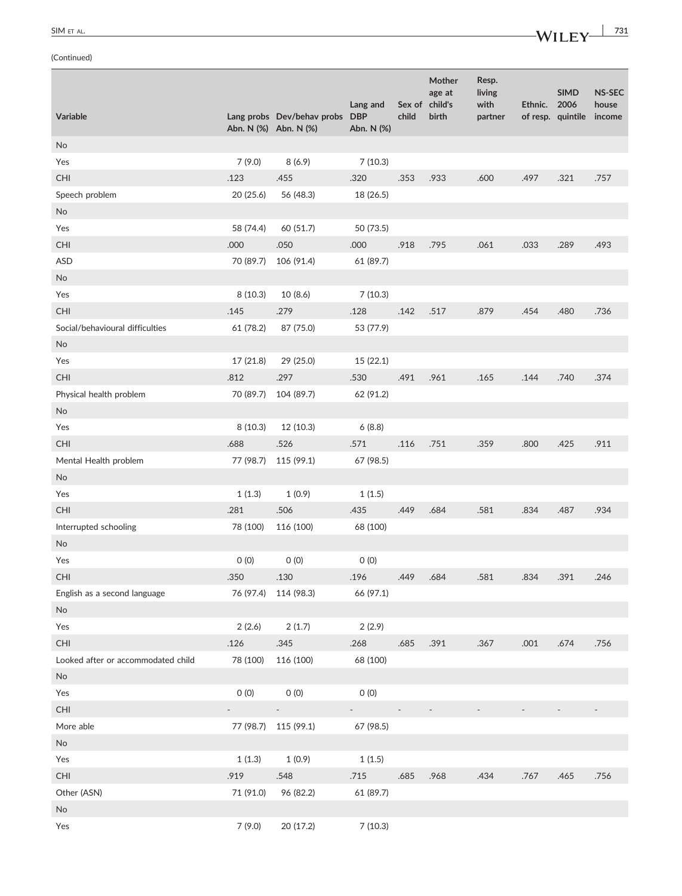(Continued)

| Variable | Lang probs Abn. N (%) | Dev/behav probs Abn. N (%) | Lang and DBP Abn. N (%) | Sex of child | Mother age at child's birth | Resp. living with partner | Ethnic. of resp. | SIMD 2006 quintile | NS-SEC house income |
|---|---|---|---|---|---|---|---|---|---|
| No | | | | | | | | | |
| Yes | 7 (9.0) | 8 (6.9) | 7 (10.3) | | | | | | |
| CHI | .123 | .455 | .320 | .353 | .933 | .600 | .497 | .321 | .757 |
| Speech problem | 20 (25.6) | 56 (48.3) | 18 (26.5) | | | | | | |
| No | | | | | | | | | |
| Yes | 58 (74.4) | 60 (51.7) | 50 (73.5) | | | | | | |
| CHI | .000 | .050 | .000 | .918 | .795 | .061 | .033 | .289 | .493 |
| ASD | 70 (89.7) | 106 (91.4) | 61 (89.7) | | | | | | |
| No | | | | | | | | | |
| Yes | 8 (10.3) | 10 (8.6) | 7 (10.3) | | | | | | |
| CHI | .145 | .279 | .128 | .142 | .517 | .879 | .454 | .480 | .736 |
| Social/behavioural difficulties | 61 (78.2) | 87 (75.0) | 53 (77.9) | | | | | | |
| No | | | | | | | | | |
| Yes | 17 (21.8) | 29 (25.0) | 15 (22.1) | | | | | | |
| CHI | .812 | .297 | .530 | .491 | .961 | .165 | .144 | .740 | .374 |
| Physical health problem | 70 (89.7) | 104 (89.7) | 62 (91.2) | | | | | | |
| No | | | | | | | | | |
| Yes | 8 (10.3) | 12 (10.3) | 6 (8.8) | | | | | | |
| CHI | .688 | .526 | .571 | .116 | .751 | .359 | .800 | .425 | .911 |
| Mental Health problem | 77 (98.7) | 115 (99.1) | 67 (98.5) | | | | | | |
| No | | | | | | | | | |
| Yes | 1 (1.3) | 1 (0.9) | 1 (1.5) | | | | | | |
| CHI | .281 | .506 | .435 | .449 | .684 | .581 | .834 | .487 | .934 |
| Interrupted schooling | 78 (100) | 116 (100) | 68 (100) | | | | | | |
| No | | | | | | | | | |
| Yes | 0 (0) | 0 (0) | 0 (0) | | | | | | |
| CHI | .350 | .130 | .196 | .449 | .684 | .581 | .834 | .391 | .246 |
| English as a second language | 76 (97.4) | 114 (98.3) | 66 (97.1) | | | | | | |
| No | | | | | | | | | |
| Yes | 2 (2.6) | 2 (1.7) | 2 (2.9) | | | | | | |
| CHI | .126 | .345 | .268 | .685 | .391 | .367 | .001 | .674 | .756 |
| Looked after or accommodated child | 78 (100) | 116 (100) | 68 (100) | | | | | | |
| No | | | | | | | | | |
| Yes | 0 (0) | 0 (0) | 0 (0) | | | | | | |
| CHI | - | - | - | - | - | - | - | - | - |
| More able | 77 (98.7) | 115 (99.1) | 67 (98.5) | | | | | | |
| No | | | | | | | | | |
| Yes | 1 (1.3) | 1 (0.9) | 1 (1.5) | | | | | | |
| CHI | .919 | .548 | .715 | .685 | .968 | .434 | .767 | .465 | .756 |
| Other (ASN) | 71 (91.0) | 96 (82.2) | 61 (89.7) | | | | | | |
| No | | | | | | | | | |
| Yes | 7 (9.0) | 20 (17.2) | 7 (10.3) | | | | | | |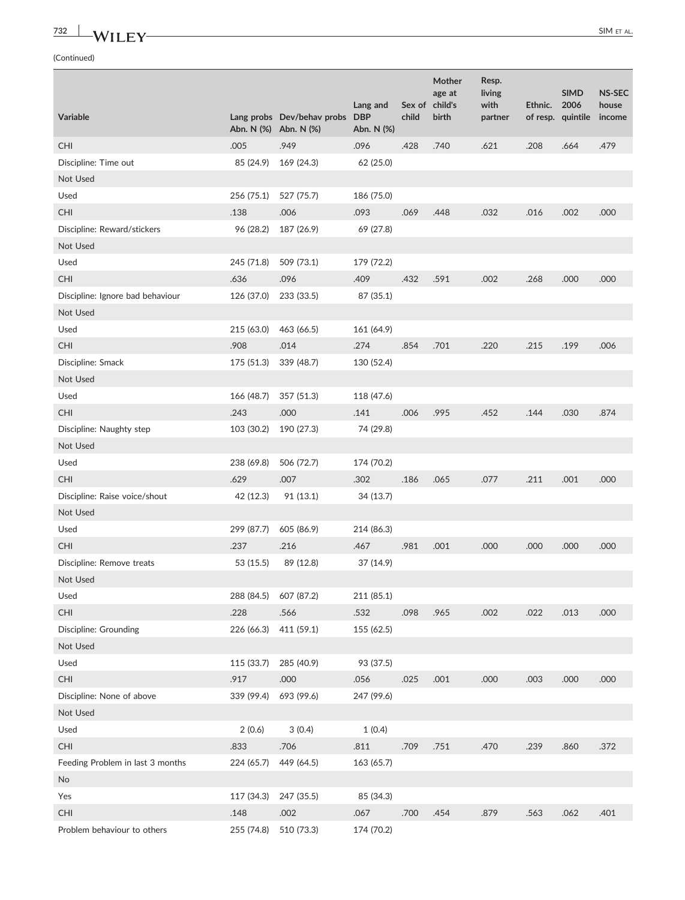(Continued)

| Variable | Lang probs Abn. N (%) | Dev/behav probs Abn. N (%) | Lang and DBP Abn. N (%) | Sex of child | Mother age at child's birth | Resp. living with partner | Ethnic. of resp. | SIMD 2006 quintile | NS-SEC house income |
|---|---|---|---|---|---|---|---|---|---|
| CHI | .005 | .949 | .096 | .428 | .740 | .621 | .208 | .664 | .479 |
| Discipline: Time out | 85 (24.9) | 169 (24.3) | 62 (25.0) | | | | | | |
| Not Used | | | | | | | | | |
| Used | 256 (75.1) | 527 (75.7) | 186 (75.0) | | | | | | |
| CHI | .138 | .006 | .093 | .069 | .448 | .032 | .016 | .002 | .000 |
| Discipline: Reward/stickers | 96 (28.2) | 187 (26.9) | 69 (27.8) | | | | | | |
| Not Used | | | | | | | | | |
| Used | 245 (71.8) | 509 (73.1) | 179 (72.2) | | | | | | |
| CHI | .636 | .096 | .409 | .432 | .591 | .002 | .268 | .000 | .000 |
| Discipline: Ignore bad behaviour | 126 (37.0) | 233 (33.5) | 87 (35.1) | | | | | | |
| Not Used | | | | | | | | | |
| Used | 215 (63.0) | 463 (66.5) | 161 (64.9) | | | | | | |
| CHI | .908 | .014 | .274 | .854 | .701 | .220 | .215 | .199 | .006 |
| Discipline: Smack | 175 (51.3) | 339 (48.7) | 130 (52.4) | | | | | | |
| Not Used | | | | | | | | | |
| Used | 166 (48.7) | 357 (51.3) | 118 (47.6) | | | | | | |
| CHI | .243 | .000 | .141 | .006 | .995 | .452 | .144 | .030 | .874 |
| Discipline: Naughty step | 103 (30.2) | 190 (27.3) | 74 (29.8) | | | | | | |
| Not Used | | | | | | | | | |
| Used | 238 (69.8) | 506 (72.7) | 174 (70.2) | | | | | | |
| CHI | .629 | .007 | .302 | .186 | .065 | .077 | .211 | .001 | .000 |
| Discipline: Raise voice/shout | 42 (12.3) | 91 (13.1) | 34 (13.7) | | | | | | |
| Not Used | | | | | | | | | |
| Used | 299 (87.7) | 605 (86.9) | 214 (86.3) | | | | | | |
| CHI | .237 | .216 | .467 | .981 | .001 | .000 | .000 | .000 | .000 |
| Discipline: Remove treats | 53 (15.5) | 89 (12.8) | 37 (14.9) | | | | | | |
| Not Used | | | | | | | | | |
| Used | 288 (84.5) | 607 (87.2) | 211 (85.1) | | | | | | |
| CHI | .228 | .566 | .532 | .098 | .965 | .002 | .022 | .013 | .000 |
| Discipline: Grounding | 226 (66.3) | 411 (59.1) | 155 (62.5) | | | | | | |
| Not Used | | | | | | | | | |
| Used | 115 (33.7) | 285 (40.9) | 93 (37.5) | | | | | | |
| CHI | .917 | .000 | .056 | .025 | .001 | .000 | .003 | .000 | .000 |
| Discipline: None of above | 339 (99.4) | 693 (99.6) | 247 (99.6) | | | | | | |
| Not Used | | | | | | | | | |
| Used | 2 (0.6) | 3 (0.4) | 1 (0.4) | | | | | | |
| CHI | .833 | .706 | .811 | .709 | .751 | .470 | .239 | .860 | .372 |
| Feeding Problem in last 3 months | 224 (65.7) | 449 (64.5) | 163 (65.7) | | | | | | |
| No | | | | | | | | | |
| Yes | 117 (34.3) | 247 (35.5) | 85 (34.3) | | | | | | |
| CHI | .148 | .002 | .067 | .700 | .454 | .879 | .563 | .062 | .401 |
| Problem behaviour to others | 255 (74.8) | 510 (73.3) | 174 (70.2) | | | | | | |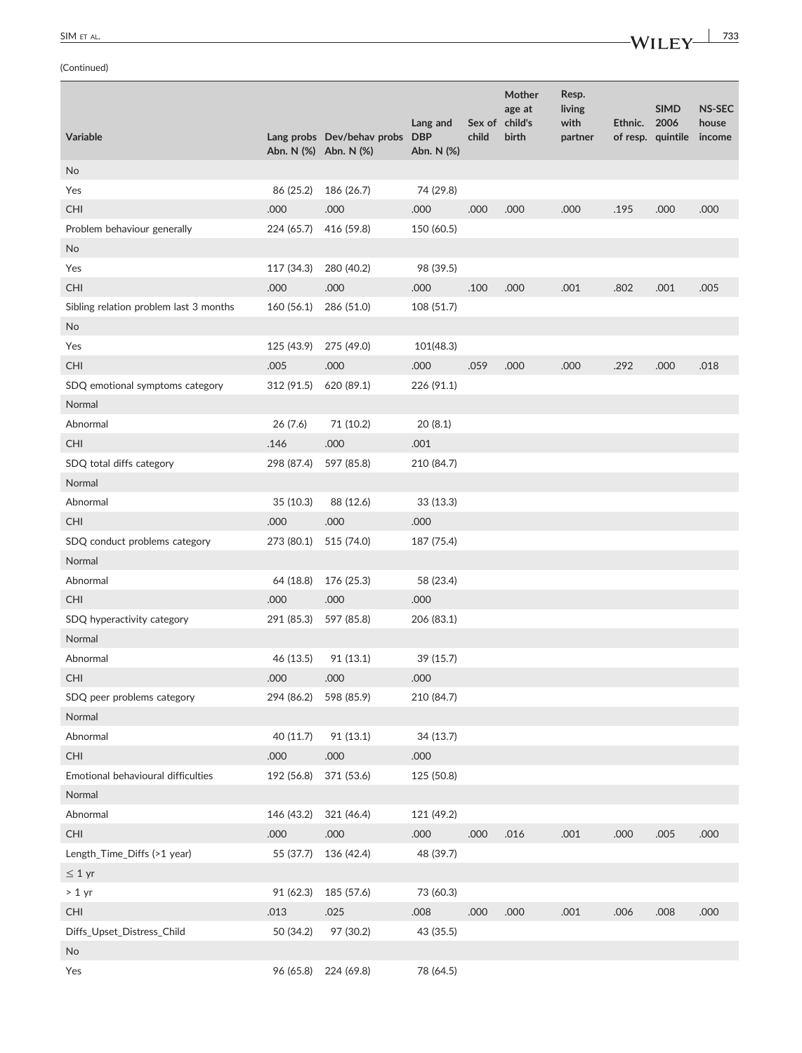(Continued)

| Variable | Lang probs Abn. N (%) | Dev/behav probs Abn. N (%) | Lang and DBP Abn. N (%) | Sex of child | Mother age at child's birth | Resp. living with partner | Ethnic. of resp. | SIMD 2006 quintile | NS-SEC house income |
|---|---|---|---|---|---|---|---|---|---|
| No | | | | | | | | | |
| Yes | 86 (25.2) | 186 (26.7) | 74 (29.8) | | | | | | |
| CHI | .000 | .000 | .000 | .000 | .000 | .000 | .195 | .000 | .000 |
| Problem behaviour generally | 224 (65.7) | 416 (59.8) | 150 (60.5) | | | | | | |
| No | | | | | | | | | |
| Yes | 117 (34.3) | 280 (40.2) | 98 (39.5) | | | | | | |
| CHI | .000 | .000 | .000 | .100 | .000 | .001 | .802 | .001 | .005 |
| Sibling relation problem last 3 months | 160 (56.1) | 286 (51.0) | 108 (51.7) | | | | | | |
| No | | | | | | | | | |
| Yes | 125 (43.9) | 275 (49.0) | 101(48.3) | | | | | | |
| CHI | .005 | .000 | .000 | .059 | .000 | .000 | .292 | .000 | .018 |
| SDQ emotional symptoms category | 312 (91.5) | 620 (89.1) | 226 (91.1) | | | | | | |
| Normal | | | | | | | | | |
| Abnormal | 26 (7.6) | 71 (10.2) | 20 (8.1) | | | | | | |
| CHI | .146 | .000 | .001 | | | | | | |
| SDQ total diffs category | 298 (87.4) | 597 (85.8) | 210 (84.7) | | | | | | |
| Normal | | | | | | | | | |
| Abnormal | 35 (10.3) | 88 (12.6) | 33 (13.3) | | | | | | |
| CHI | .000 | .000 | .000 | | | | | | |
| SDQ conduct problems category | 273 (80.1) | 515 (74.0) | 187 (75.4) | | | | | | |
| Normal | | | | | | | | | |
| Abnormal | 64 (18.8) | 176 (25.3) | 58 (23.4) | | | | | | |
| CHI | .000 | .000 | .000 | | | | | | |
| SDQ hyperactivity category | 291 (85.3) | 597 (85.8) | 206 (83.1) | | | | | | |
| Normal | | | | | | | | | |
| Abnormal | 46 (13.5) | 91 (13.1) | 39 (15.7) | | | | | | |
| CHI | .000 | .000 | .000 | | | | | | |
| SDQ peer problems category | 294 (86.2) | 598 (85.9) | 210 (84.7) | | | | | | |
| Normal | | | | | | | | | |
| Abnormal | 40 (11.7) | 91 (13.1) | 34 (13.7) | | | | | | |
| CHI | .000 | .000 | .000 | | | | | | |
| Emotional behavioural difficulties | 192 (56.8) | 371 (53.6) | 125 (50.8) | | | | | | |
| Normal | | | | | | | | | |
| Abnormal | 146 (43.2) | 321 (46.4) | 121 (49.2) | | | | | | |
| CHI | .000 | .000 | .000 | .000 | .016 | .001 | .000 | .005 | .000 |
| Length_Time_Diffs (>1 year) | 55 (37.7) | 136 (42.4) | 48 (39.7) | | | | | | |
| ≤ 1 yr | | | | | | | | | |
| > 1 yr | 91 (62.3) | 185 (57.6) | 73 (60.3) | | | | | | |
| CHI | .013 | .025 | .008 | .000 | .000 | .001 | .006 | .008 | .000 |
| Diffs_Upset_Distress_Child | 50 (34.2) | 97 (30.2) | 43 (35.5) | | | | | | |
| No | | | | | | | | | |
| Yes | 96 (65.8) | 224 (69.8) | 78 (64.5) | | | | | | |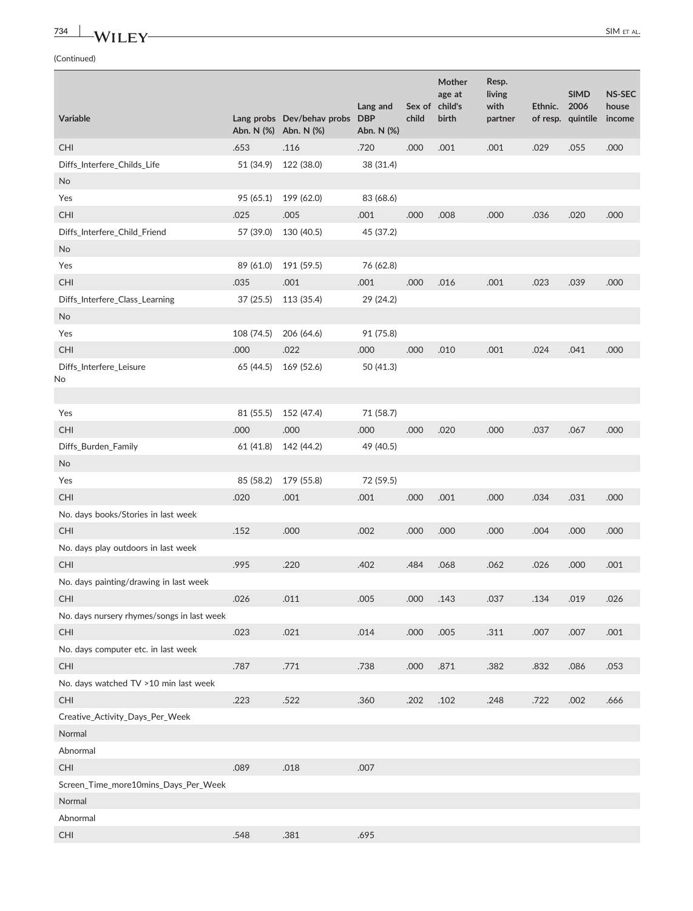(Continued)

| Variable | Lang probs Abn. N (%) | Dev/behav probs Abn. N (%) | Lang and DBP Abn. N (%) | Sex of child | Mother age at child's birth | Resp. living with partner | Ethnic. of resp. | SIMD 2006 quintile | NS-SEC house income |
|---|---|---|---|---|---|---|---|---|---|
| CHI | .653 | .116 | .720 | .000 | .001 | .001 | .029 | .055 | .000 |
| Diffs_Interfere_Childs_Life | 51 (34.9) | 122 (38.0) | 38 (31.4) | | | | | | |
| No | | | | | | | | | |
| Yes | 95 (65.1) | 199 (62.0) | 83 (68.6) | | | | | | |
| CHI | .025 | .005 | .001 | .000 | .008 | .000 | .036 | .020 | .000 |
| Diffs_Interfere_Child_Friend | 57 (39.0) | 130 (40.5) | 45 (37.2) | | | | | | |
| No | | | | | | | | | |
| Yes | 89 (61.0) | 191 (59.5) | 76 (62.8) | | | | | | |
| CHI | .035 | .001 | .001 | .000 | .016 | .001 | .023 | .039 | .000 |
| Diffs_Interfere_Class_Learning | 37 (25.5) | 113 (35.4) | 29 (24.2) | | | | | | |
| No | | | | | | | | | |
| Yes | 108 (74.5) | 206 (64.6) | 91 (75.8) | | | | | | |
| CHI | .000 | .022 | .000 | .000 | .010 | .001 | .024 | .041 | .000 |
| Diffs_Interfere_Leisure | 65 (44.5) | 169 (52.6) | 50 (41.3) | | | | | | |
| No | | | | | | | | | |
| Yes | 81 (55.5) | 152 (47.4) | 71 (58.7) | | | | | | |
| CHI | .000 | .000 | .000 | .000 | .020 | .000 | .037 | .067 | .000 |
| Diffs_Burden_Family | 61 (41.8) | 142 (44.2) | 49 (40.5) | | | | | | |
| No | | | | | | | | | |
| Yes | 85 (58.2) | 179 (55.8) | 72 (59.5) | | | | | | |
| CHI | .020 | .001 | .001 | .000 | .001 | .000 | .034 | .031 | .000 |
| No. days books/Stories in last week | | | | | | | | | |
| CHI | .152 | .000 | .002 | .000 | .000 | .000 | .004 | .000 | .000 |
| No. days play outdoors in last week | | | | | | | | | |
| CHI | .995 | .220 | .402 | .484 | .068 | .062 | .026 | .000 | .001 |
| No. days painting/drawing in last week | | | | | | | | | |
| CHI | .026 | .011 | .005 | .000 | .143 | .037 | .134 | .019 | .026 |
| No. days nursery rhymes/songs in last week | | | | | | | | | |
| CHI | .023 | .021 | .014 | .000 | .005 | .311 | .007 | .007 | .001 |
| No. days computer etc. in last week | | | | | | | | | |
| CHI | .787 | .771 | .738 | .000 | .871 | .382 | .832 | .086 | .053 |
| No. days watched TV >10 min last week | | | | | | | | | |
| CHI | .223 | .522 | .360 | .202 | .102 | .248 | .722 | .002 | .666 |
| Creative_Activity_Days_Per_Week | | | | | | | | | |
| Normal | | | | | | | | | |
| Abnormal | | | | | | | | | |
| CHI | .089 | .018 | .007 | | | | | | |
| Screen_Time_more10mins_Days_Per_Week | | | | | | | | | |
| Normal | | | | | | | | | |
| Abnormal | | | | | | | | | |
| CHI | .548 | .381 | .695 | | | | | | |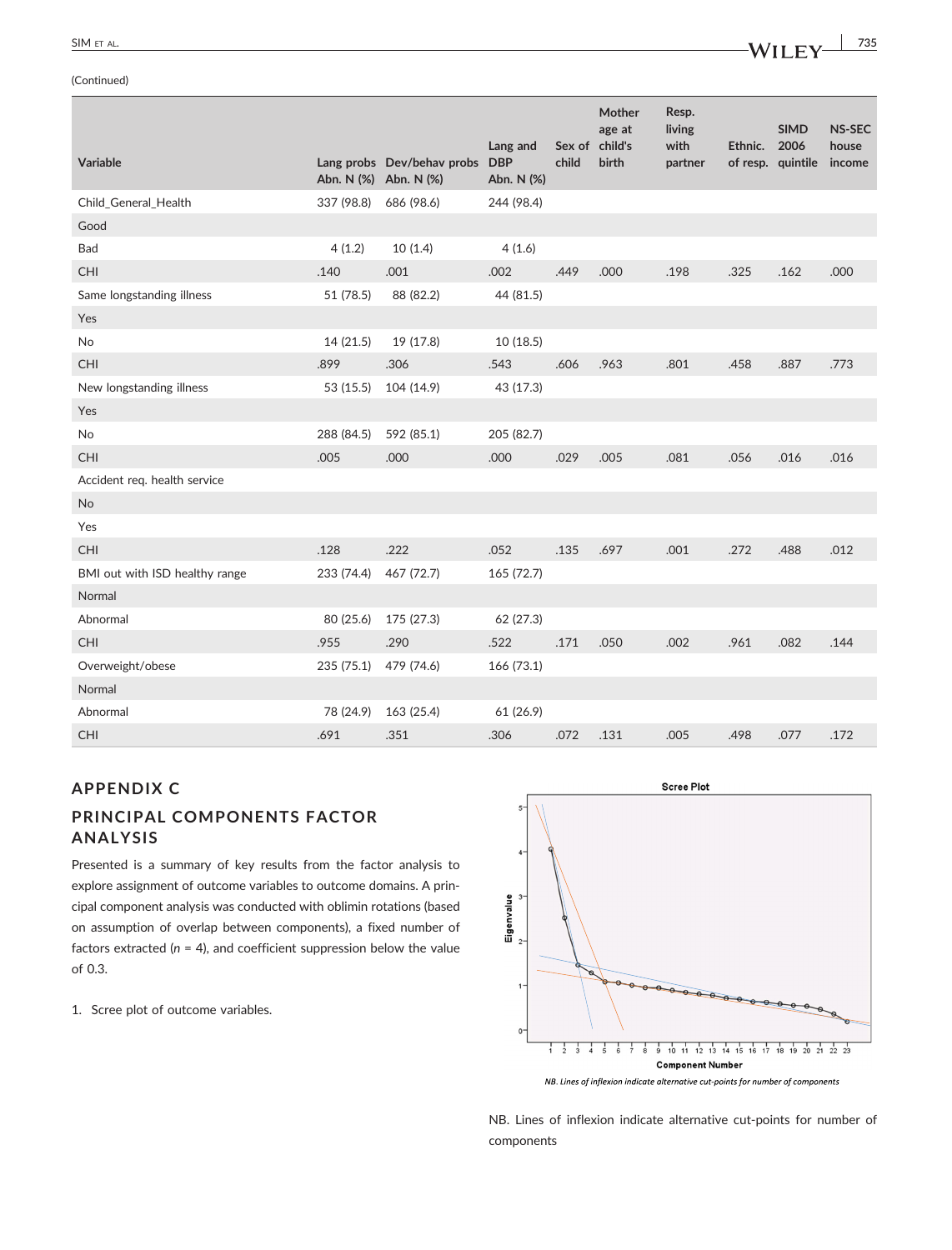(Continued)

| Variable | Lang probs Abn. N (%) | Dev/behav probs Abn. N (%) | Lang and DBP Abn. N (%) | Sex of child | Mother age at child's birth | Resp. living with partner | Ethnic. of resp. | SIMD 2006 quintile | NS-SEC house income |
|---|---|---|---|---|---|---|---|---|---|
| Child_General_Health | 337 (98.8) | 686 (98.6) | 244 (98.4) | | | | | | |
| Good | | | | | | | | | |
| Bad | 4 (1.2) | 10 (1.4) | 4 (1.6) | | | | | | |
| CHI | .140 | .001 | .002 | .449 | .000 | .198 | .325 | .162 | .000 |
| Same longstanding illness | 51 (78.5) | 88 (82.2) | 44 (81.5) | | | | | | |
| Yes | | | | | | | | | |
| No | 14 (21.5) | 19 (17.8) | 10 (18.5) | | | | | | |
| CHI | .899 | .306 | .543 | .606 | .963 | .801 | .458 | .887 | .773 |
| New longstanding illness | 53 (15.5) | 104 (14.9) | 43 (17.3) | | | | | | |
| Yes | | | | | | | | | |
| No | 288 (84.5) | 592 (85.1) | 205 (82.7) | | | | | | |
| CHI | .005 | .000 | .000 | .029 | .005 | .081 | .056 | .016 | .016 |
| Accident req. health service | | | | | | | | | |
| No | | | | | | | | | |
| Yes | | | | | | | | | |
| CHI | .128 | .222 | .052 | .135 | .697 | .001 | .272 | .488 | .012 |
| BMI out with ISD healthy range | 233 (74.4) | 467 (72.7) | 165 (72.7) | | | | | | |
| Normal | | | | | | | | | |
| Abnormal | 80 (25.6) | 175 (27.3) | 62 (27.3) | | | | | | |
| CHI | .955 | .290 | .522 | .171 | .050 | .002 | .961 | .082 | .144 |
| Overweight/obese | 235 (75.1) | 479 (74.6) | 166 (73.1) | | | | | | |
| Normal | | | | | | | | | |
| Abnormal | 78 (24.9) | 163 (25.4) | 61 (26.9) | | | | | | |
| CHI | .691 | .351 | .306 | .072 | .131 | .005 | .498 | .077 | .172 |

## APPENDIX C

## PRINCIPAL COMPONENTS FACTOR ANALYSIS

Presented is a summary of key results from the factor analysis to explore assignment of outcome variables to outcome domains. A principal component analysis was conducted with oblimin rotations (based on assumption of overlap between components), a fixed number of factors extracted ($n = 4$), and coefficient suppression below the value of 0.3.

1. Scree plot of outcome variables.

NB. Lines of inflexion indicate alternative cut-points for number of components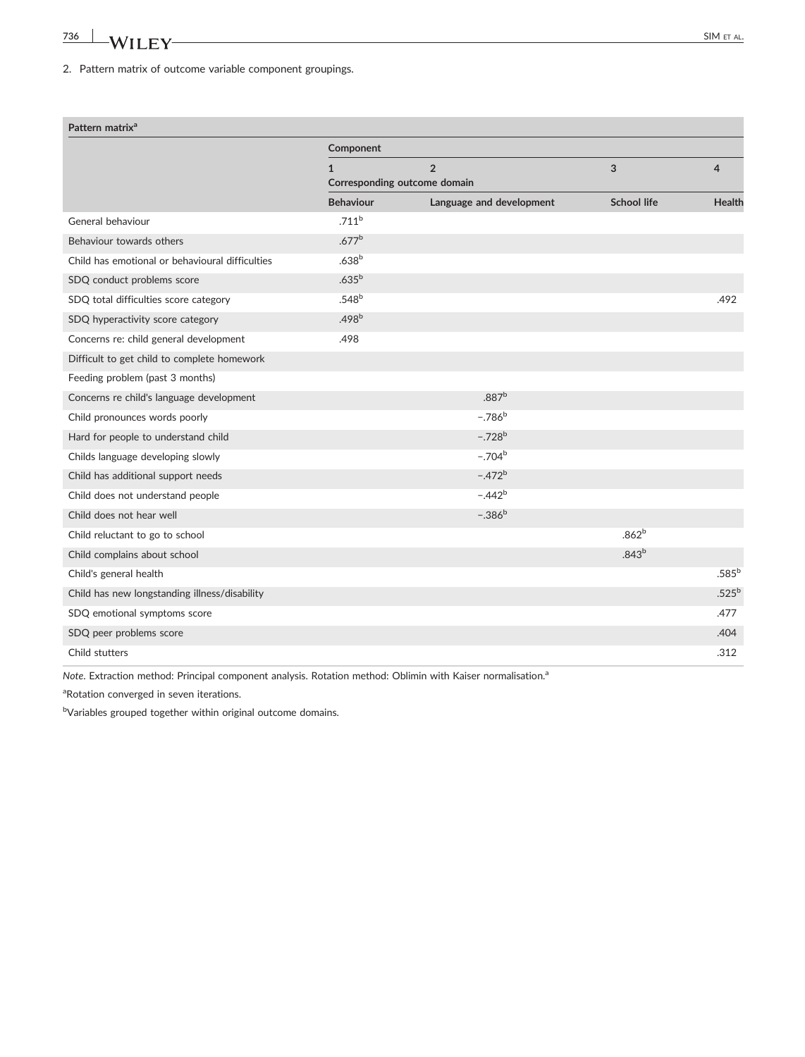2. Pattern matrix of outcome variable component groupings.

| Pattern matrix[a] | | | | |
|---|---|---|---|---|
| | Component | | | |
| | 1 | 2 | 3 | 4 |
| | Corresponding outcome domain | | | |
| | **Behaviour** | **Language and development** | **School life** | **Health** |
| General behaviour | .711[b] | | | |
| Behaviour towards others | .677[b] | | | |
| Child has emotional or behavioural difficulties | .638[b] | | | |
| SDQ conduct problems score | .635[b] | | | |
| SDQ total difficulties score category | .548[b] | | | .492 |
| SDQ hyperactivity score category | .498[b] | | | |
| Concerns re: child general development | .498 | | | |
| Difficult to get child to complete homework | | | | |
| Feeding problem (past 3 months) | | | | |
| Concerns re child's language development | | .887[b] | | |
| Child pronounces words poorly | | −.786[b] | | |
| Hard for people to understand child | | −.728[b] | | |
| Childs language developing slowly | | −.704[b] | | |
| Child has additional support needs | | −.472[b] | | |
| Child does not understand people | | −.442[b] | | |
| Child does not hear well | | −.386[b] | | |
| Child reluctant to go to school | | | .862[b] | |
| Child complains about school | | | .843[b] | |
| Child's general health | | | | .585[b] |
| Child has new longstanding illness/disability | | | | .525[b] |
| SDQ emotional symptoms score | | | | .477 |
| SDQ peer problems score | | | | .404 |
| Child stutters | | | | .312 |

*Note*. Extraction method: Principal component analysis. Rotation method: Oblimin with Kaiser normalisation.[a]

[a]Rotation converged in seven iterations.

[b]Variables grouped together within original outcome domains.